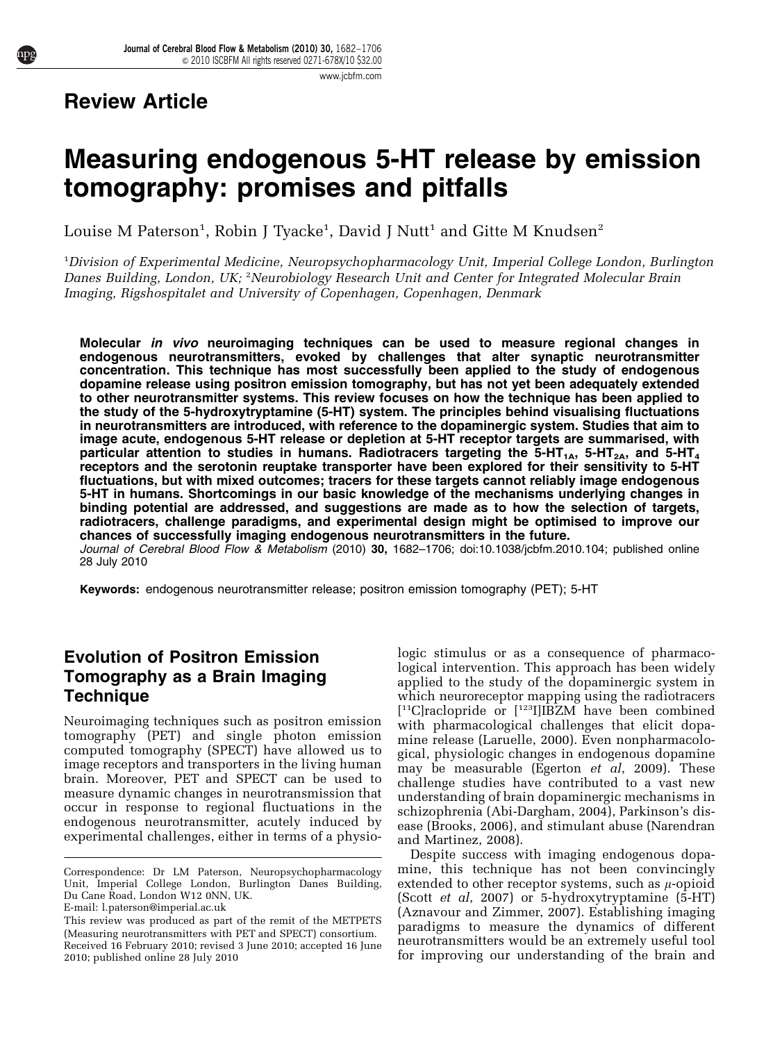## Review Article

# Measuring endogenous 5-HT release by emission tomography: promises and pitfalls

Louise M Paterson[1], Robin J Tyacke[1], David J Nutt[1] and Gitte M Knudsen[2]

[1]Division of Experimental Medicine, Neuropsychopharmacology Unit, Imperial College London, Burlington Danes Building, London, UK; [2]Neurobiology Research Unit and Center for Integrated Molecular Brain Imaging, Rigshospitalet and University of Copenhagen, Copenhagen, Denmark

**Molecular *in vivo* neuroimaging techniques can be used to measure regional changes in endogenous neurotransmitters, evoked by challenges that alter synaptic neurotransmitter concentration. This technique has most successfully been applied to the study of endogenous dopamine release using positron emission tomography, but has not yet been adequately extended to other neurotransmitter systems. This review focuses on how the technique has been applied to the study of the 5-hydroxytryptamine (5-HT) system. The principles behind visualising fluctuations in neurotransmitters are introduced, with reference to the dopaminergic system. Studies that aim to image acute, endogenous 5-HT release or depletion at 5-HT receptor targets are summarised, with particular attention to studies in humans. Radiotracers targeting the 5-HT$_{1A}$, 5-HT$_{2A}$, and 5-HT$_4$ receptors and the serotonin reuptake transporter have been explored for their sensitivity to 5-HT fluctuations, but with mixed outcomes; tracers for these targets cannot reliably image endogenous 5-HT in humans. Shortcomings in our basic knowledge of the mechanisms underlying changes in binding potential are addressed, and suggestions are made as to how the selection of targets, radiotracers, challenge paradigms, and experimental design might be optimised to improve our chances of successfully imaging endogenous neurotransmitters in the future.**

*Journal of Cerebral Blood Flow & Metabolism* (2010) **30**, 1682–1706; doi:10.1038/jcbfm.2010.104; published online 28 July 2010

**Keywords:** endogenous neurotransmitter release; positron emission tomography (PET); 5-HT

## Evolution of Positron Emission Tomography as a Brain Imaging Technique

Neuroimaging techniques such as positron emission tomography (PET) and single photon emission computed tomography (SPECT) have allowed us to image receptors and transporters in the living human brain. Moreover, PET and SPECT can be used to measure dynamic changes in neurotransmission that occur in response to regional fluctuations in the endogenous neurotransmitter, acutely induced by experimental challenges, either in terms of a physiologic stimulus or as a consequence of pharmacological intervention. This approach has been widely applied to the study of the dopaminergic system in which neuroreceptor mapping using the radiotracers [$^{11}$C]raclopride or [$^{123}$I]IBZM have been combined with pharmacological challenges that elicit dopamine release (Laruelle, 2000). Even nonpharmacological, physiologic changes in endogenous dopamine may be measurable (Egerton *et al*, 2009). These challenge studies have contributed to a vast new understanding of brain dopaminergic mechanisms in schizophrenia (Abi-Dargham, 2004), Parkinson's disease (Brooks, 2006), and stimulant abuse (Narendran and Martinez, 2008).

Despite success with imaging endogenous dopamine, this technique has not been convincingly extended to other receptor systems, such as $\mu$-opioid (Scott *et al*, 2007) or 5-hydroxytryptamine (5-HT) (Aznavour and Zimmer, 2007). Establishing imaging paradigms to measure the dynamics of different neurotransmitters would be an extremely useful tool for improving our understanding of the brain and

---

Correspondence: Dr LM Paterson, Neuropsychopharmacology Unit, Imperial College London, Burlington Danes Building, Du Cane Road, London W12 0NN, UK.
E-mail: l.paterson@imperial.ac.uk

This review was produced as part of the remit of the METPETS (Measuring neurotransmitters with PET and SPECT) consortium.

Received 16 February 2010; revised 3 June 2010; accepted 16 June 2010; published online 28 July 2010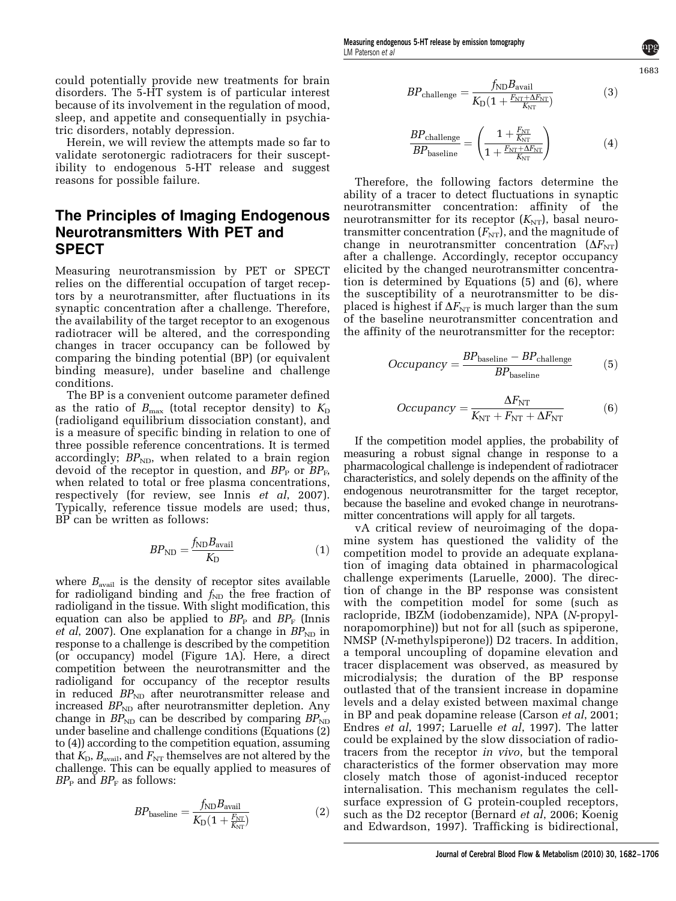could potentially provide new treatments for brain disorders. The 5-HT system is of particular interest because of its involvement in the regulation of mood, sleep, and appetite and consequentially in psychiatric disorders, notably depression.

Herein, we will review the attempts made so far to validate serotonergic radiotracers for their susceptibility to endogenous 5-HT release and suggest reasons for possible failure.

## The Principles of Imaging Endogenous Neurotransmitters With PET and SPECT

Measuring neurotransmission by PET or SPECT relies on the differential occupation of target receptors by a neurotransmitter, after fluctuations in its synaptic concentration after a challenge. Therefore, the availability of the target receptor to an exogenous radiotracer will be altered, and the corresponding changes in tracer occupancy can be followed by comparing the binding potential (BP) (or equivalent binding measure), under baseline and challenge conditions.

The BP is a convenient outcome parameter defined as the ratio of $B_{max}$ (total receptor density) to $K_D$ (radioligand equilibrium dissociation constant), and is a measure of specific binding in relation to one of three possible reference concentrations. It is termed accordingly; $BP_{ND}$, when related to a brain region devoid of the receptor in question, and $BP_P$ or $BP_F$, when related to total or free plasma concentrations, respectively (for review, see Innis *et al*, 2007). Typically, reference tissue models are used; thus, BP can be written as follows:

$$BP_{ND} = \frac{f_{ND} B_{avail}}{K_D} \quad (1)$$

where $B_{avail}$ is the density of receptor sites available for radioligand binding and $f_{ND}$ the free fraction of radioligand in the tissue. With slight modification, this equation can also be applied to $BP_P$ and $BP_F$ (Innis *et al*, 2007). One explanation for a change in $BP_{ND}$ in response to a challenge is described by the competition (or occupancy) model (Figure 1A). Here, a direct competition between the neurotransmitter and the radioligand for occupancy of the receptor results in reduced $BP_{ND}$ after neurotransmitter release and increased $BP_{ND}$ after neurotransmitter depletion. Any change in $BP_{ND}$ can be described by comparing $BP_{ND}$ under baseline and challenge conditions (Equations (2) to (4)) according to the competition equation, assuming that $K_D$, $B_{avail}$, and $F_{NT}$ themselves are not altered by the challenge. This can be equally applied to measures of $BP_P$ and $BP_F$ as follows:

$$BP_{baseline} = \frac{f_{ND} B_{avail}}{K_D \left(1 + \frac{F_{NT}}{K_{NT}}\right)} \quad (2)$$

$$BP_{challenge} = \frac{f_{ND} B_{avail}}{K_D \left(1 + \frac{F_{NT} + \Delta F_{NT}}{K_{NT}}\right)} \quad (3)$$

$$\frac{BP_{challenge}}{BP_{baseline}} = \left( \frac{1 + \frac{F_{NT}}{K_{NT}}}{1 + \frac{F_{NT} + \Delta F_{NT}}{K_{NT}}} \right) \quad (4)$$

Therefore, the following factors determine the ability of a tracer to detect fluctuations in synaptic neurotransmitter concentration: affinity of the neurotransmitter for its receptor ($K_{NT}$), basal neurotransmitter concentration ($F_{NT}$), and the magnitude of change in neurotransmitter concentration ($\Delta F_{NT}$) after a challenge. Accordingly, receptor occupancy elicited by the changed neurotransmitter concentration is determined by Equations (5) and (6), where the susceptibility of a neurotransmitter to be displaced is highest if $\Delta F_{NT}$ is much larger than the sum of the baseline neurotransmitter concentration and the affinity of the neurotransmitter for the receptor:

$$Occupancy = \frac{BP_{baseline} - BP_{challenge}}{BP_{baseline}} \quad (5)$$

$$Occupancy = \frac{\Delta F_{NT}}{K_{NT} + F_{NT} + \Delta F_{NT}} \quad (6)$$

If the competition model applies, the probability of measuring a robust signal change in response to a pharmacological challenge is independent of radiotracer characteristics, and solely depends on the affinity of the endogenous neurotransmitter for the target receptor, because the baseline and evoked change in neurotransmitter concentrations will apply for all targets.

vA critical review of neuroimaging of the dopamine system has questioned the validity of the competition model to provide an adequate explanation of imaging data obtained in pharmacological challenge experiments (Laruelle, 2000). The direction of change in the BP response was consistent with the competition model for some (such as raclopride, IBZM (iodobenzamide), NPA (*N*-propylnorapomorphine)) but not for all (such as spiperone, NMSP (*N*-methylspiperone)) D2 tracers. In addition, a temporal uncoupling of dopamine elevation and tracer displacement was observed, as measured by microdialysis; the duration of the BP response outlasted that of the transient increase in dopamine levels and a delay existed between maximal change in BP and peak dopamine release (Carson *et al*, 2001; Endres *et al*, 1997; Laruelle *et al*, 1997). The latter could be explained by the slow dissociation of radiotracers from the receptor *in vivo*, but the temporal characteristics of the former observation may more closely match those of agonist-induced receptor internalisation. This mechanism regulates the cell-surface expression of G protein-coupled receptors, such as the D2 receptor (Bernard *et al*, 2006; Koenig and Edwardson, 1997). Trafficking is bidirectional,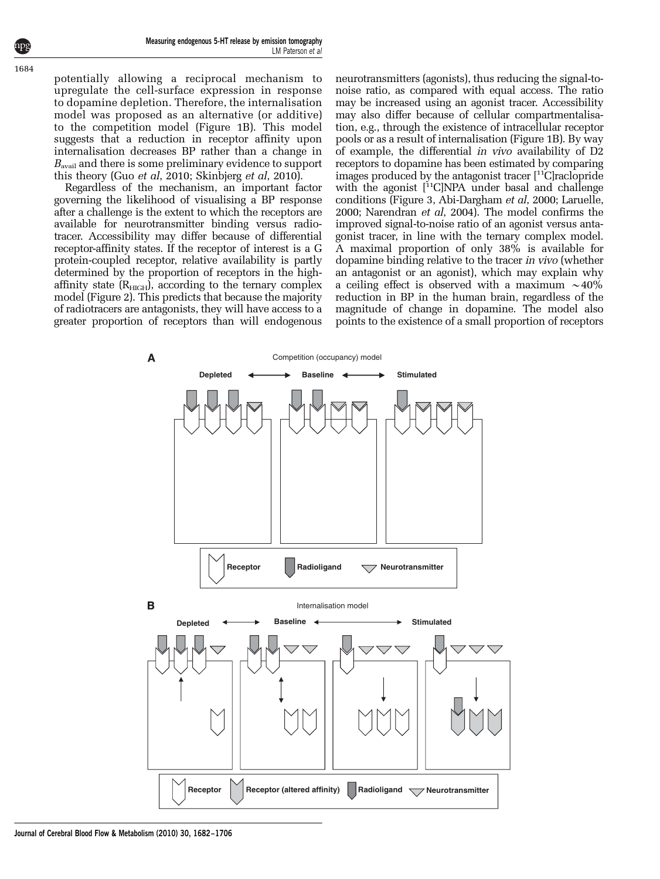potentially allowing a reciprocal mechanism to upregulate the cell-surface expression in response to dopamine depletion. Therefore, the internalisation model was proposed as an alternative (or additive) to the competition model (Figure 1B). This model suggests that a reduction in receptor affinity upon internalisation decreases BP rather than a change in $B_{avail}$ and there is some preliminary evidence to support this theory (Guo *et al*, 2010; Skinbjerg *et al*, 2010).

Regardless of the mechanism, an important factor governing the likelihood of visualising a BP response after a challenge is the extent to which the receptors are available for neurotransmitter binding versus radiotracer. Accessibility may differ because of differential receptor-affinity states. If the receptor of interest is a G protein-coupled receptor, relative availability is partly determined by the proportion of receptors in the high-affinity state ($R_{HIGH}$), according to the ternary complex model (Figure 2). This predicts that because the majority of radiotracers are antagonists, they will have access to a greater proportion of receptors than will endogenous neurotransmitters (agonists), thus reducing the signal-to-noise ratio, as compared with equal access. The ratio may be increased using an agonist tracer. Accessibility may also differ because of cellular compartmentalisation, e.g., through the existence of intracellular receptor pools or as a result of internalisation (Figure 1B). By way of example, the differential *in vivo* availability of D2 receptors to dopamine has been estimated by comparing images produced by the antagonist tracer [$^{11}$C]raclopride with the agonist [$^{11}$C]NPA under basal and challenge conditions (Figure 3, Abi-Dargham *et al*, 2000; Laruelle, 2000; Narendran *et al*, 2004). The model confirms the improved signal-to-noise ratio of an agonist versus antagonist tracer, in line with the ternary complex model. A maximal proportion of only 38% is available for dopamine binding relative to the tracer *in vivo* (whether an antagonist or an agonist), which may explain why a ceiling effect is observed with a maximum ~40% reduction in BP in the human brain, regardless of the magnitude of change in dopamine. The model also points to the existence of a small proportion of receptors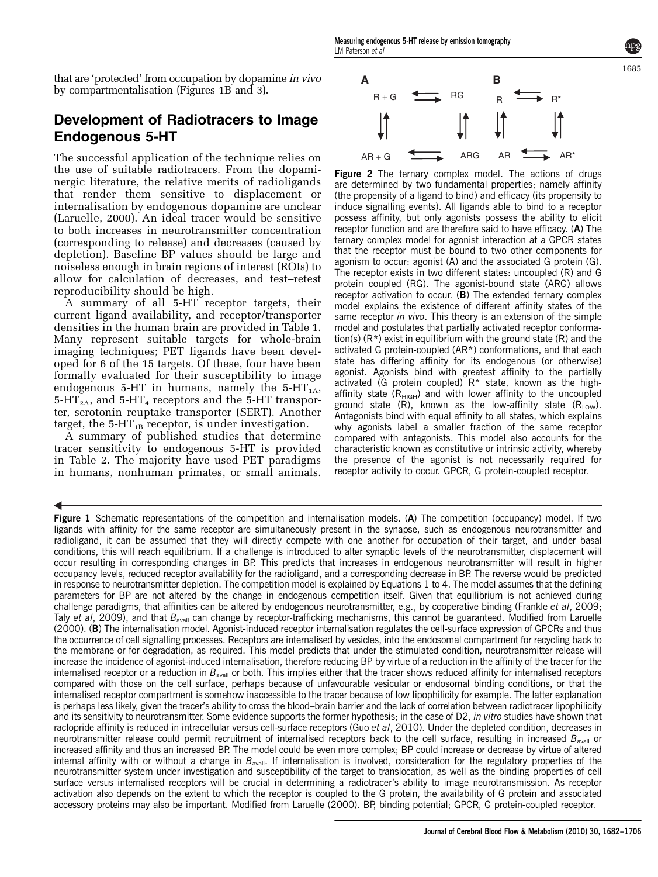that are 'protected' from occupation by dopamine *in vivo* by compartmentalisation (Figures 1B and 3).

## Development of Radiotracers to Image Endogenous 5-HT

The successful application of the technique relies on the use of suitable radiotracers. From the dopaminergic literature, the relative merits of radioligands that render them sensitive to displacement or internalisation by endogenous dopamine are unclear (Laruelle, 2000). An ideal tracer would be sensitive to both increases in neurotransmitter concentration (corresponding to release) and decreases (caused by depletion). Baseline BP values should be large and noiseless enough in brain regions of interest (ROIs) to allow for calculation of decreases, and test–retest reproducibility should be high.

A summary of all 5-HT receptor targets, their current ligand availability, and receptor/transporter densities in the human brain are provided in Table 1. Many represent suitable targets for whole-brain imaging techniques; PET ligands have been developed for 6 of the 15 targets. Of these, four have been formally evaluated for their susceptibility to image endogenous 5-HT in humans, namely the 5-$HT_{1A}$, 5-$HT_{2A}$, and 5-$HT_4$ receptors and the 5-HT transporter, serotonin reuptake transporter (SERT). Another target, the 5-$HT_{1B}$ receptor, is under investigation.

A summary of published studies that determine tracer sensitivity to endogenous 5-HT is provided in Table 2. The majority have used PET paradigms in humans, nonhuman primates, or small animals.

A

R + G ⇄ RG

AR + G ⇄ ARG

B

R ⇄ R*

AR ⇄ AR*

**Figure 2** The ternary complex model. The actions of drugs are determined by two fundamental properties; namely affinity (the propensity of a ligand to bind) and efficacy (its propensity to induce signalling events). All ligands able to bind to a receptor possess affinity, but only agonists possess the ability to elicit receptor function and are therefore said to have efficacy. (**A**) The ternary complex model for agonist interaction at a GPCR states that the receptor must be bound to two other components for agonism to occur: agonist (A) and the associated G protein (G). The receptor exists in two different states: uncoupled (R) and G protein coupled (RG). The agonist-bound state (ARG) allows receptor activation to occur. (**B**) The extended ternary complex model explains the existence of different affinity states of the same receptor *in vivo*. This theory is an extension of the simple model and postulates that partially activated receptor conformation(s) (R*) exist in equilibrium with the ground state (R) and the activated G protein-coupled (AR*) conformations, and that each state has differing affinity for its endogenous (or otherwise) agonist. Agonists bind with greatest affinity to the partially activated (G protein coupled) R* state, known as the high-affinity state ($R_{HIGH}$) and with lower affinity to the uncoupled ground state (R), known as the low-affinity state ($R_{LOW}$). Antagonists bind with equal affinity to all states, which explains why agonists label a smaller fraction of the same receptor compared with antagonists. This model also accounts for the characteristic known as constitutive or intrinsic activity, whereby the presence of the agonist is not necessarily required for receptor activity to occur. GPCR, G protein-coupled receptor.

**Figure 1** Schematic representations of the competition and internalisation models. (**A**) The competition (occupancy) model. If two ligands with affinity for the same receptor are simultaneously present in the synapse, such as endogenous neurotransmitter and radioligand, it can be assumed that they will directly compete with one another for occupation of their target, and under basal conditions, this will reach equilibrium. If a challenge is introduced to alter synaptic levels of the neurotransmitter, displacement will occur resulting in corresponding changes in BP. This predicts that increases in endogenous neurotransmitter will result in higher occupancy levels, reduced receptor availability for the radioligand, and a corresponding decrease in BP. The reverse would be predicted in response to neurotransmitter depletion. The competition model is explained by Equations 1 to 4. The model assumes that the defining parameters for BP are not altered by the change in endogenous competition itself. Given that equilibrium is not achieved during challenge paradigms, that affinities can be altered by endogenous neurotransmitter, e.g., by cooperative binding (Frankle *et al*, 2009; Taly *et al*, 2009), and that $B_{avail}$ can change by receptor-trafficking mechanisms, this cannot be guaranteed. Modified from Laruelle (2000). (**B**) The internalisation model. Agonist-induced receptor internalisation regulates the cell-surface expression of GPCRs and thus the occurrence of cell signalling processes. Receptors are internalised by vesicles, into the endosomal compartment for recycling back to the membrane or for degradation, as required. This model predicts that under the stimulated condition, neurotransmitter release will increase the incidence of agonist-induced internalisation, therefore reducing BP by virtue of a reduction in the affinity of the tracer for the internalised receptor or a reduction in $B_{avail}$ or both. This implies either that the tracer shows reduced affinity for internalised receptors compared with those on the cell surface, perhaps because of unfavourable vesicular or endosomal binding conditions, or that the internalised receptor compartment is somehow inaccessible to the tracer because of low lipophilicity for example. The latter explanation is perhaps less likely, given the tracer's ability to cross the blood–brain barrier and the lack of correlation between radiotracer lipophilicity and its sensitivity to neurotransmitter. Some evidence supports the former hypothesis; in the case of D2, *in vitro* studies have shown that raclopride affinity is reduced in intracellular versus cell-surface receptors (Guo *et al*, 2010). Under the depleted condition, decreases in neurotransmitter release could permit recruitment of internalised receptors back to the cell surface, resulting in increased $B_{avail}$ or increased affinity and thus an increased BP. The model could be even more complex; BP could increase or decrease by virtue of altered internal affinity with or without a change in $B_{avail}$. If internalisation is involved, consideration for the regulatory properties of the neurotransmitter system under investigation and susceptibility of the target to translocation, as well as the binding properties of cell surface versus internalised receptors will be crucial in determining a radiotracer's ability to image neurotransmission. As receptor activation also depends on the extent to which the receptor is coupled to the G protein, the availability of G protein and associated accessory proteins may also be important. Modified from Laruelle (2000). BP, binding potential; GPCR, G protein-coupled receptor.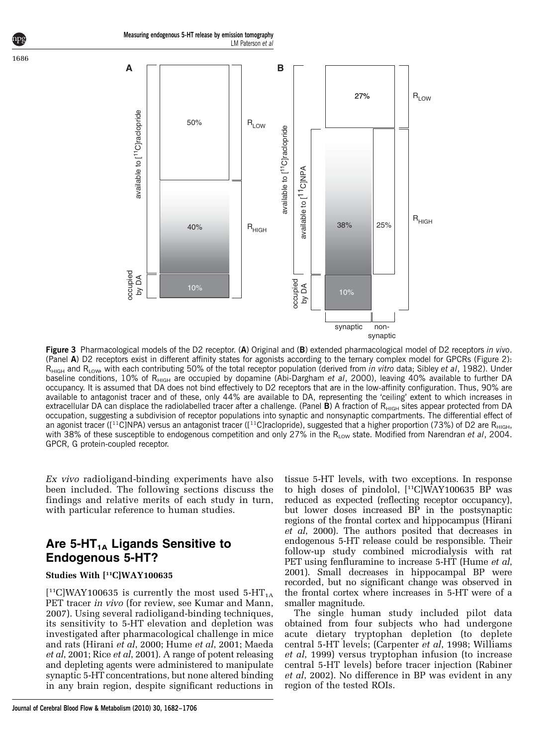**Figure 3** Pharmacological models of the D2 receptor. (**A**) Original and (**B**) extended pharmacological model of D2 receptors *in vivo*. (Panel **A**) D2 receptors exist in different affinity states for agonists according to the ternary complex model for GPCRs (Figure 2): $R_{HIGH}$ and $R_{LOW}$, with each contributing 50% of the total receptor population (derived from *in vitro* data; Sibley *et al*, 1982). Under baseline conditions, 10% of $R_{HIGH}$ are occupied by dopamine (Abi-Dargham *et al*, 2000), leaving 40% available to further DA occupancy. It is assumed that DA does not bind effectively to D2 receptors that are in the low-affinity configuration. Thus, 90% are available to antagonist tracer and of these, only 44% are available to DA, representing the 'ceiling' extent to which increases in extracellular DA can displace the radiolabelled tracer after a challenge. (Panel **B**) A fraction of $R_{HIGH}$ sites appear protected from DA occupation, suggesting a subdivision of receptor populations into synaptic and nonsynaptic compartments. The differential effect of an agonist tracer ([$^{11}$C]NPA) versus an antagonist tracer ([$^{11}$C]raclopride), suggested that a higher proportion (73%) of D2 are $R_{HIGH}$, with 38% of these susceptible to endogenous competition and only 27% in the $R_{LOW}$ state. Modified from Narendran *et al*, 2004. GPCR, G protein-coupled receptor.

*Ex vivo* radioligand-binding experiments have also been included. The following sections discuss the findings and relative merits of each study in turn, with particular reference to human studies.

## Are 5-HT$_{1A}$ Ligands Sensitive to Endogenous 5-HT?

### Studies With [$^{11}$C]WAY100635

[$^{11}$C]WAY100635 is currently the most used 5-HT$_{1A}$ PET tracer *in vivo* (for review, see Kumar and Mann, 2007). Using several radioligand-binding techniques, its sensitivity to 5-HT elevation and depletion was investigated after pharmacological challenge in mice and rats (Hirani *et al*, 2000; Hume *et al*, 2001; Maeda *et al*, 2001; Rice *et al*, 2001). A range of potent releasing and depleting agents were administered to manipulate synaptic 5-HT concentrations, but none altered binding in any brain region, despite significant reductions in tissue 5-HT levels, with two exceptions. In response to high doses of pindolol, [$^{11}$C]WAY100635 BP was reduced as expected (reflecting receptor occupancy), but lower doses increased BP in the postsynaptic regions of the frontal cortex and hippocampus (Hirani *et al*, 2000). The authors posited that decreases in endogenous 5-HT release could be responsible. Their follow-up study combined microdialysis with rat PET using fenfluramine to increase 5-HT (Hume *et al*, 2001). Small decreases in hippocampal BP were recorded, but no significant change was observed in the frontal cortex where increases in 5-HT were of a smaller magnitude.

The single human study included pilot data obtained from four subjects who had undergone acute dietary tryptophan depletion (to deplete central 5-HT levels; (Carpenter *et al*, 1998; Williams *et al*, 1999) versus tryptophan infusion (to increase central 5-HT levels) before tracer injection (Rabiner *et al*, 2002). No difference in BP was evident in any region of the tested ROIs.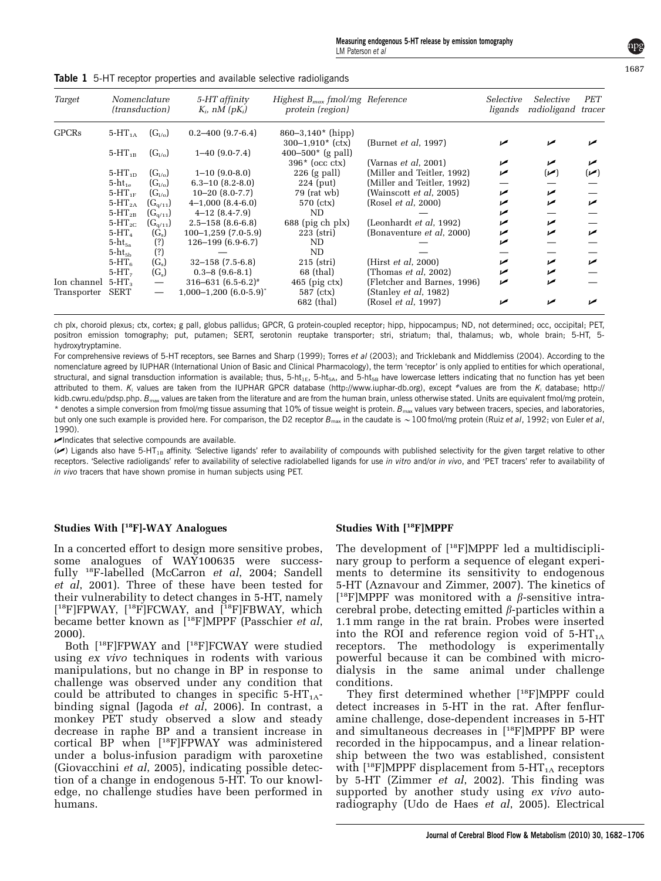**Table 1** 5-HT receptor properties and available selective radioligands

| Target | Nomenclature (transduction) | | 5-HT affinity $K_i$, nM ($pK_i$) | Highest $B_{max}$ fmol/mg protein (region) | Reference | Selective ligands | Selective radioligand | PET tracer |
|---|---|---|---|---|---|---|---|---|
| GPCRs | $5\text{-HT}_{1A}$ | ($G_{i/o}$) | 0.2–400 (9.7-6.4) | 860–3,140* (hipp) 300–1,910* (ctx) | (Burnet *et al*, 1997) | ✓ | ✓ | ✓ |
| | $5\text{-HT}_{1B}$ | ($G_{i/o}$) | 1–40 (9.0-7.4) | 400–500* (g pall) 396* (occ ctx) | (Varnas *et al*, 2001) | ✓ | ✓ | ✓ |
| | $5\text{-HT}_{1D}$ | ($G_{i/o}$) | 1–10 (9.0-8.0) | 226 (g pall) | (Miller and Teitler, 1992) | ✓ | (✓) | (✓) |
| | $5\text{-ht}_{1e}$ | ($G_{i/o}$) | 6.3–10 (8.2-8.0) | 224 (put) | (Miller and Teitler, 1992) | — | — | — |
| | $5\text{-HT}_{1F}$ | ($G_{i/o}$) | 10–20 (8.0-7.7) | 79 (rat wb) | (Wainscott *et al*, 2005) | ✓ | ✓ | — |
| | $5\text{-HT}_{2A}$ | ($G_{q/11}$) | 4–1,000 (8.4-6.0) | 570 (ctx) | (Rosel *et al*, 2000) | ✓ | ✓ | ✓ |
| | $5\text{-HT}_{2B}$ | ($G_{q/11}$) | 4–12 (8.4-7.9) | ND | — | ✓ | — | — |
| | $5\text{-HT}_{2C}$ | ($G_{q/11}$) | 2.5–158 (8.6-6.8) | 688 (pig ch plx) | (Leonhardt *et al*, 1992) | ✓ | ✓ | — |
| | $5\text{-HT}_{4}$ | ($G_s$) | 100–1,259 (7.0-5.9) | 223 (stri) | (Bonaventure *et al*, 2000) | ✓ | ✓ | ✓ |
| | $5\text{-ht}_{5a}$ | (?) | 126–199 (6.9-6.7) | ND | — | ✓ | — | — |
| | $5\text{-ht}_{5b}$ | (?) | — | ND | — | — | — | — |
| | $5\text{-HT}_{6}$ | ($G_s$) | 32–158 (7.5-6.8) | 215 (stri) | (Hirst *et al*, 2000) | ✓ | ✓ | ✓ |
| | $5\text{-HT}_{7}$ | ($G_s$) | 0.3–8 (9.6-8.1) | 68 (thal) | (Thomas *et al*, 2002) | ✓ | ✓ | — |
| Ion channel | $5\text{-HT}_{3}$ | — | 316–631 (6.5-6.2)# | 465 (pig ctx) | (Fletcher and Barnes, 1996) | ✓ | ✓ | — |
| Transporter | SERT | — | 1,000–1,200 (6.0-5.9)* | 587 (ctx) 682 (thal) | (Stanley *et al*, 1982) (Rosel *et al*, 1997) | ✓ | ✓ | ✓ |

ch plx, choroid plexus; ctx, cortex; g pall, globus pallidus; GPCR, G protein-coupled receptor; hipp, hippocampus; ND, not determined; occ, occipital; PET, positron emission tomography; put, putamen; SERT, serotonin reuptake transporter; stri, striatum; thal, thalamus; wb, whole brain; 5-HT, 5-hydroxytryptamine.

For comprehensive reviews of 5-HT receptors, see Barnes and Sharp (1999); Torres *et al* (2003); and Tricklebank and Middlemiss (2004). According to the nomenclature agreed by IUPHAR (International Union of Basic and Clinical Pharmacology), the term 'receptor' is only applied to entities for which operational, structural, and signal transduction information is available; thus, $5\text{-ht}_{1E}$, $5\text{-ht}_{5A}$, and $5\text{-ht}_{5B}$ have lowercase letters indicating that no function has yet been attributed to them. $K_i$ values are taken from the IUPHAR GPCR database (http://www.iuphar-db.org), except #values are from the $K_i$ database; http://kidb.cwru.edu/pdsp.php. $B_{max}$ values are taken from the literature and are from the human brain, unless otherwise stated. Units are equivalent fmol/mg protein, * denotes a simple conversion from fmol/mg tissue assuming that 10% of tissue weight is protein. $B_{max}$ values vary between tracers, species, and laboratories, but only one such example is provided here. For comparison, the D2 receptor $B_{max}$ in the caudate is ~100 fmol/mg protein (Ruiz *et al*, 1992; von Euler *et al*, 1990).

✓Indicates that selective compounds are available.

(✓) Ligands also have $5\text{-HT}_{1B}$ affinity. 'Selective ligands' refer to availability of compounds with published selectivity for the given target relative to other receptors. 'Selective radioligands' refer to availability of selective radiolabelled ligands for use *in vitro* and/or *in vivo*, and 'PET tracers' refer to availability of *in vivo* tracers that have shown promise in human subjects using PET.

### Studies With [$^{18}$F]-WAY Analogues

In a concerted effort to design more sensitive probes, some analogues of WAY100635 were successfully $^{18}$F-labelled (McCarron *et al*, 2004; Sandell *et al*, 2001). Three of these have been tested for their vulnerability to detect changes in 5-HT, namely [$^{18}$F]FPWAY, [$^{18}$F]FCWAY, and [$^{18}$F]FBWAY, which became better known as [$^{18}$F]MPPF (Passchier *et al*, 2000).

Both [$^{18}$F]FPWAY and [$^{18}$F]FCWAY were studied using *ex vivo* techniques in rodents with various manipulations, but no change in BP in response to challenge was observed under any condition that could be attributed to changes in specific $5\text{-HT}_{1A}$-binding signal (Jagoda *et al*, 2006). In contrast, a monkey PET study observed a slow and steady decrease in raphe BP and a transient increase in cortical BP when [$^{18}$F]FPWAY was administered under a bolus-infusion paradigm with paroxetine (Giovacchini *et al*, 2005), indicating possible detection of a change in endogenous 5-HT. To our knowledge, no challenge studies have been performed in humans.

### Studies With [$^{18}$F]MPPF

The development of [$^{18}$F]MPPF led a multidisciplinary group to perform a sequence of elegant experiments to determine its sensitivity to endogenous 5-HT (Aznavour and Zimmer, 2007). The kinetics of [$^{18}$F]MPPF was monitored with a $\beta$-sensitive intracerebral probe, detecting emitted $\beta$-particles within a 1.1 mm range in the rat brain. Probes were inserted into the ROI and reference region void of $5\text{-HT}_{1A}$ receptors. The methodology is experimentally powerful because it can be combined with microdialysis in the same animal under challenge conditions.

They first determined whether [$^{18}$F]MPPF could detect increases in 5-HT in the rat. After fenfluramine challenge, dose-dependent increases in 5-HT and simultaneous decreases in [$^{18}$F]MPPF BP were recorded in the hippocampus, and a linear relationship between the two was established, consistent with [$^{18}$F]MPPF displacement from $5\text{-HT}_{1A}$ receptors by 5-HT (Zimmer *et al*, 2002). This finding was supported by another study using *ex vivo* autoradiography (Udo de Haes *et al*, 2005). Electrical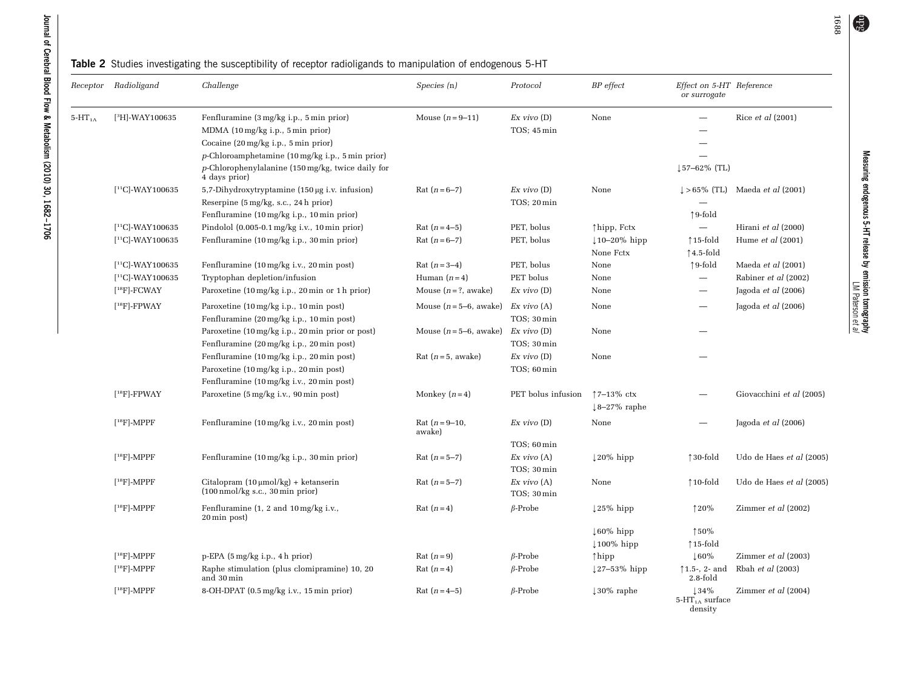**Table 2** Studies investigating the susceptibility of receptor radioligands to manipulation of endogenous 5-HT

| *Receptor* | *Radioligand* | *Challenge* | *Species (n)* | *Protocol* | *BP effect* | *Effect on 5-HT or surrogate* | *Reference* |
|---|---|---|---|---|---|---|---|
| $5\text{-HT}_{1A}$ | [$^3$H]-WAY100635 | Fenfluramine (3 mg/kg i.p., 5 min prior) | Mouse ($n$ = 9–11) | *Ex vivo* (D) | None | — | Rice *et al* (2001) |
| | | MDMA (10 mg/kg i.p., 5 min prior) | | TOS; 45 min | | — | |
| | | Cocaine (20 mg/kg i.p., 5 min prior) | | | | — | |
| | | *p*-Chloroamphetamine (10 mg/kg i.p., 5 min prior) | | | | — | |
| | | *p*-Chlorophenylalanine (150 mg/kg, twice daily for 4 days prior) | | | | ↓57–62% (TL) | |
| | [$^{11}$C]-WAY100635 | 5,7-Dihydroxytryptamine (150 μg i.v. infusion) | Rat ($n$ = 6–7) | *Ex vivo* (D) | None | ↓ > 65% (TL) | Maeda *et al* (2001) |
| | | Reserpine (5 mg/kg, s.c., 24 h prior) | | TOS; 20 min | | — | |
| | | Fenfluramine (10 mg/kg i.p., 10 min prior) | | | | ↑9-fold | |
| | [$^{11}$C]-WAY100635 | Pindolol (0.005-0.1 mg/kg i.v., 10 min prior) | Rat ($n$ = 4–5) | PET, bolus | ↑hipp, Fctx | — | Hirani *et al* (2000) |
| | [$^{11}$C]-WAY100635 | Fenfluramine (10 mg/kg i.p., 30 min prior) | Rat ($n$ = 6–7) | PET, bolus | ↓10–20% hipp | ↑15-fold | Hume *et al* (2001) |
| | | | | | None Fctx | ↑4.5-fold | |
| | [$^{11}$C]-WAY100635 | Fenfluramine (10 mg/kg i.v., 20 min post) | Rat ($n$ = 3–4) | PET, bolus | None | ↑9-fold | Maeda *et al* (2001) |
| | [$^{11}$C]-WAY100635 | Tryptophan depletion/infusion | Human ($n$ = 4) | PET bolus | None | — | Rabiner *et al* (2002) |
| | [$^{18}$F]-FCWAY | Paroxetine (10 mg/kg i.p., 20 min or 1 h prior) | Mouse ($n$ = ?, awake) | *Ex vivo* (D) | None | — | Jagoda *et al* (2006) |
| | [$^{18}$F]-FPWAY | Paroxetine (10 mg/kg i.p., 10 min post) | Mouse ($n$ = 5–6, awake) | *Ex vivo* (A) | None | — | Jagoda *et al* (2006) |
| | | Fenfluramine (20 mg/kg i.p., 10 min post) | | TOS; 30 min | | | |
| | | Paroxetine (10 mg/kg i.p., 20 min prior or post) | Mouse ($n$ = 5–6, awake) | *Ex vivo* (D) | None | — | |
| | | Fenfluramine (20 mg/kg i.p., 20 min post) | | TOS; 30 min | | | |
| | | Fenfluramine (10 mg/kg i.p., 20 min post) | Rat ($n$ = 5, awake) | *Ex vivo* (D) | None | — | |
| | | Paroxetine (10 mg/kg i.p., 20 min post) | | TOS; 60 min | | | |
| | | Fenfluramine (10 mg/kg i.v., 20 min post) | | | | | |
| | [$^{18}$F]-FPWAY | Paroxetine (5 mg/kg i.v., 90 min post) | Monkey ($n$ = 4) | PET bolus infusion | ↑7–13% ctx | — | Giovacchini *et al* (2005) |
| | | | | | ↓8–27% raphe | | |
| | [$^{18}$F]-MPPF | Fenfluramine (10 mg/kg i.v., 20 min post) | Rat ($n$ = 9–10, awake) | *Ex vivo* (D) | None | — | Jagoda *et al* (2006) |
| | | | | TOS; 60 min | | | |
| | [$^{18}$F]-MPPF | Fenfluramine (10 mg/kg i.p., 30 min prior) | Rat ($n$ = 5–7) | *Ex vivo* (A) | ↓20% hipp | ↑30-fold | Udo de Haes *et al* (2005) |
| | | | | TOS; 30 min | | | |
| | [$^{18}$F]-MPPF | Citalopram (10 μmol/kg) + ketanserin (100 nmol/kg s.c., 30 min prior) | Rat ($n$ = 5–7) | *Ex vivo* (A) | None | ↑10-fold | Udo de Haes *et al* (2005) |
| | | | | TOS; 30 min | | | |
| | [$^{18}$F]-MPPF | Fenfluramine (1, 2 and 10 mg/kg i.v., 20 min post) | Rat ($n$ = 4) | *β*-Probe | ↓25% hipp | ↑20% | Zimmer *et al* (2002) |
| | | | | | ↓60% hipp | ↑50% | |
| | | | | | ↓100% hipp | ↑15-fold | |
| | [$^{18}$F]-MPPF | p-EPA (5 mg/kg i.p., 4 h prior) | Rat ($n$ = 9) | *β*-Probe | ↑hipp | ↓60% | Zimmer *et al* (2003) |
| | [$^{18}$F]-MPPF | Raphe stimulation (plus clomipramine) 10, 20 and 30 min | Rat ($n$ = 4) | *β*-Probe | ↓27–53% hipp | ↑1.5-, 2- and 2.8-fold | Rbah *et al* (2003) |
| | [$^{18}$F]-MPPF | 8-OH-DPAT (0.5 mg/kg i.v., 15 min prior) | Rat ($n$ = 4–5) | *β*-Probe | ↓30% raphe | ↓34% $5\text{-HT}_{1A}$ surface density | Zimmer *et al* (2004) |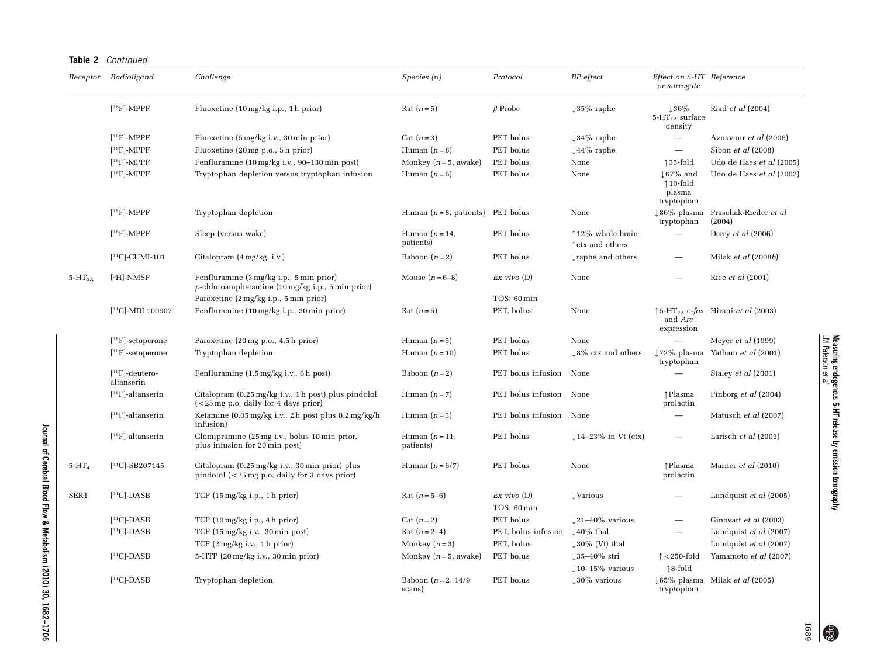**Table 2** *Continued*

| Receptor | Radioligand | Challenge | Species (n) | Protocol | BP effect | Effect on 5-HT or surrogate | Reference |
|---|---|---|---|---|---|---|---|
| | [18F]-MPPF | Fluoxetine (10 mg/kg i.p., 1 h prior) | Rat ($n=5$) | $\beta$-Probe | ↓35% raphe | ↓36% 5-HT$_{1A}$ surface density | Riad *et al* (2004) |
| | [18F]-MPPF | Fluoxetine (5 mg/kg i.v., 30 min prior) | Cat ($n=3$) | PET bolus | ↓34% raphe | — | Aznavour *et al* (2006) |
| | [18F]-MPPF | Fluoxetine (20 mg p.o., 5 h prior) | Human ($n=8$) | PET bolus | ↓44% raphe | — | Sibon *et al* (2008) |
| | [18F]-MPPF | Fenfluramine (10 mg/kg i.v., 90–130 min post) | Monkey ($n=5$, awake) | PET bolus | None | ↑35-fold | Udo de Haes *et al* (2005) |
| | [18F]-MPPF | Tryptophan depletion versus tryptophan infusion | Human ($n=6$) | PET bolus | None | ↓67% and ↑10-fold plasma tryptophan | Udo de Haes *et al* (2002) |
| | [18F]-MPPF | Tryptophan depletion | Human ($n=8$, patients) | PET bolus | None | ↓86% plasma tryptophan | Praschak-Rieder *et al* (2004) |
| | [18F]-MPPF | Sleep (versus wake) | Human ($n=14$, patients) | PET bolus | ↑12% whole brain ↑ctx and others | — | Derry *et al* (2006) |
| | [11C]-CUMI-101 | Citalopram (4 mg/kg, i.v.) | Baboon ($n=2$) | PET bolus | ↓raphe and others | — | Milak *et al* (2008*b*) |
| 5-HT$_{2A}$ | [3H]-NMSP | Fenfluramine (3 mg/kg i.p., 5 min prior) *p*-chloroamphetamine (10 mg/kg i.p., 5 min prior) | Mouse ($n=6$–8) | *Ex vivo* (D) | None | — | Rice *et al* (2001) |
| | | Paroxetine (2 mg/kg i.p., 5 min prior) | | TOS; 60 min | | | |
| | [11C]-MDL100907 | Fenfluramine (10 mg/kg i.p., 30 min prior) | Rat ($n=5$) | PET, bolus | None | ↑5-HT$_{2A}$ c-*fos* and *Arc* expression | Hirani *et al* (2003) |
| | [18F]-setoperone | Paroxetine (20 mg p.o., 4.5 h prior) | Human ($n=5$) | PET bolus | None | — | Meyer *et al* (1999) |
| | [18F]-setoperone | Tryptophan depletion | Human ($n=10$) | PET bolus | ↓8% ctx and others | ↓72% plasma tryptophan | Yatham *et al* (2001) |
| | [18F]-deutero-altanserin | Fenfluramine (1.5 mg/kg i.v., 6 h post) | Baboon ($n=2$) | PET bolus infusion | None | — | Staley *et al* (2001) |
| | [18F]-altanserin | Citalopram (0.25 mg/kg i.v., 1 h post) plus pindolol (<25 mg p.o. daily for 4 days prior) | Human ($n=7$) | PET bolus infusion | None | ↑Plasma prolactin | Pinborg *et al* (2004) |
| | [18F]-altanserin | Ketamine (0.05 mg/kg i.v., 2 h post plus 0.2 mg/kg/h infusion) | Human ($n=3$) | PET bolus infusion | None | — | Matusch *et al* (2007) |
| | [18F]-altanserin | Clomipramine (25 mg i.v., bolus 10 min prior, plus infusion for 20 min post) | Human ($n=11$, patients) | PET bolus | ↓14–23% in Vt (ctx) | — | Larisch *et al* (2003) |
| 5-HT$_4$ | [11C]-SB207145 | Citalopram (0.25 mg/kg i.v., 30 min prior) plus pindolol (<25 mg p.o. daily for 3 days prior) | Human ($n=6/7$) | PET bolus | None | ↑Plasma prolactin | Marner *et al* (2010) |
| SERT | [11C]-DASB | TCP (15 mg/kg i.p., 1 h prior) | Rat ($n=5$–6) | *Ex vivo* (D) TOS; 60 min | ↓Various | — | Lundquist *et al* (2005) |
| | [11C]-DASB | TCP (10 mg/kg i.p., 4 h prior) | Cat ($n=2$) | PET bolus | ↓21–40% various | — | Ginovart *et al* (2003) |
| | [11C]-DASB | TCP (15 mg/kg i.v., 30 min post) | Rat ($n=2$–4) | PET, bolus infusion | ↓40% thal | — | Lundquist *et al* (2007) |
| | | TCP (2 mg/kg i.v., 1 h prior) | Monkey ($n=3$) | PET, bolus | ↓30% (Vt) thal | | Lundquist *et al* (2007) |
| | [11C]-DASB | 5-HTP (20 mg/kg i.v., 30 min prior) | Monkey ($n=5$, awake) | PET bolus | ↓35–40% stri ↓10–15% various | ↑<250-fold ↑8-fold | Yamamoto *et al* (2007) |
| | [11C]-DASB | Tryptophan depletion | Baboon ($n=2$, 14/9 scans) | PET bolus | ↓30% various | ↓65% plasma tryptophan | Milak *et al* (2005) |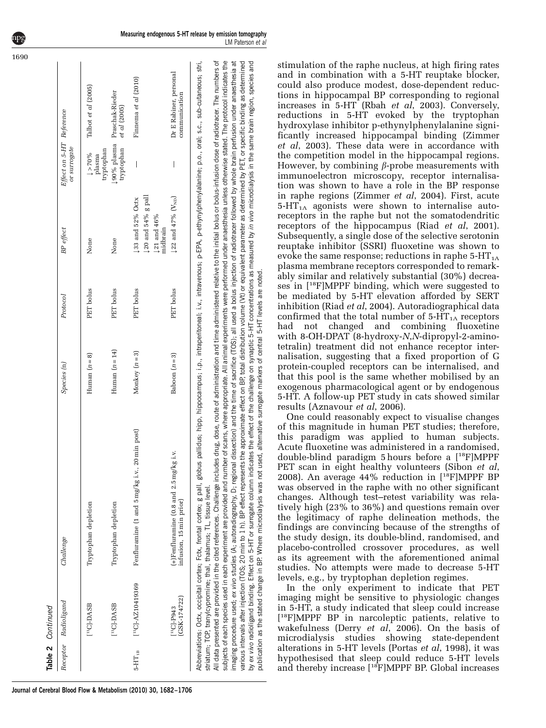**Table 2** Continued

| Receptor | Radioligand | Challenge | Species (n) | Protocol | BP effect | Effect on 5-HT or surrogate | Reference |
|---|---|---|---|---|---|---|---|
| | [$^{11}$C]-DASB | Tryptophan depletion | Human (n = 8) | PET bolus | None | ↓ >70% plasma tryptophan | Talbot et al (2005) |
| | [$^{11}$C]-DASB | Tryptophan depletion | Human (n = 14) | PET bolus | None | ↓90% plasma tryptophan | Praschak-Rieder et al (2005) |
| $5\text{-HT}_{1B}$ | [$^{11}$C]-AZ10419369 | Fenfluramine (1 and 5 mg/kg i.v., 20 min post) | Monkey (n = 3) | PET bolus | ↓33 and 52% Octx ↓20 and 54% g pall ↓21 and 46% midbrain | — | Finnema et al (2010) |
| | [$^{11}$C]-P943 (GSK-174722) | (+)Fenfluramine (0.8 and 2.5 mg/kg i.v. infusion, 15 min prior) | Baboon (n = 3) | PET bolus | ↓22 and 47% ($V_{ND}$) | — | Dr E Rabiner, personal communication |

Abbreviations: Octx, occipital cortex; Fctx, frontal cortex; g pall, globus pallidus; hipp, hippocampus; i.p., intraperitoneal; i.v., intravenous; p-EPA, p-ethynylphenylalanine; p.o., oral; s.c., sub-cutaneous; stri, striatum; TCP, tranylcypromine; thal, thalamus; TL, tissue level.

All data presented are provided in the cited references. Challenge includes drug, dose, route of administration and time administered relative to the initial bolus or bolus-infusion dose of radiotracer. The numbers of subjects of each species used in each experiment are provided and number of scans, where appropriate. All animal experiments were performed under anaesthesia unless otherwise stated. The protocol indicates the imaging procedure used; ex vivo studies (A; autoradiography, D; regional dissection) and the time of sacrifice (TOS); all used a bolus injection of radiotracer followed by whole brain perfusion under anaesthesia at various intervals after injection (TOS; 20 min to 1 h). BP effect represents the approximate effect on BP, total distribution volume (Vt) or equivalent parameter as determined by PET, or specific binding as determined by ex vivo radioligand binding. Effect on 5-HT or surrogate column indicates the effect of the challenge on synaptic 5-HT concentrations as measured by in vivo microdialysis in the same brain region, species and publication as the stated change in BP. Where microdialysis was not used, alternative surrogate markers of central 5-HT levels are noted.

stimulation of the raphe nucleus, at high firing rates and in combination with a 5-HT reuptake blocker, could also produce modest, dose-dependent reductions in hippocampal BP corresponding to regional increases in 5-HT (Rbah *et al*, 2003). Conversely, reductions in 5-HT evoked by the tryptophan hydroxylase inhibitor p-ethynylphenylalanine significantly increased hippocampal binding (Zimmer *et al*, 2003). These data were in accordance with the competition model in the hippocampal regions. However, by combining β-probe measurements with immunoelectron microscopy, receptor internalisation was shown to have a role in the BP response in raphe regions (Zimmer *et al*, 2004). First, acute $5\text{-HT}_{1A}$ agonists were shown to internalise autoreceptors in the raphe but not the somatodendritic receptors of the hippocampus (Riad *et al*, 2001). Subsequently, a single dose of the selective serotonin reuptake inhibitor (SSRI) fluoxetine was shown to evoke the same response; reductions in raphe $5\text{-HT}_{1A}$ plasma membrane receptors corresponded to remarkably similar and relatively substantial (30%) decreases in [$^{18}$F]MPPF binding, which were suggested to be mediated by 5-HT elevation afforded by SERT inhibition (Riad *et al*, 2004). Autoradiographical data confirmed that the total number of $5\text{-HT}_{1A}$ receptors had not changed and combining fluoxetine with 8-OH-DPAT (8-hydroxy-*N*,*N*-dipropyl-2-aminotetralin) treatment did not enhance receptor internalisation, suggesting that a fixed proportion of G protein-coupled receptors can be internalised, and that this pool is the same whether mobilised by an exogenous pharmacological agent or by endogenous 5-HT. A follow-up PET study in cats showed similar results (Aznavour *et al*, 2006).

One could reasonably expect to visualise changes of this magnitude in human PET studies; therefore, this paradigm was applied to human subjects. Acute fluoxetine was administered in a randomised, double-blind paradigm 5 hours before a [$^{18}$F]MPPF PET scan in eight healthy volunteers (Sibon *et al*, 2008). An average 44% reduction in [$^{18}$F]MPPF BP was observed in the raphe with no other significant changes. Although test–retest variability was relatively high (23% to 36%) and questions remain over the legitimacy of raphe delineation methods, the findings are convincing because of the strengths of the study design, its double-blind, randomised, and placebo-controlled crossover procedures, as well as its agreement with the aforementioned animal studies. No attempts were made to decrease 5-HT levels, e.g., by tryptophan depletion regimes.

In the only experiment to indicate that PET imaging might be sensitive to physiologic changes in 5-HT, a study indicated that sleep could increase [$^{18}$F]MPPF BP in narcoleptic patients, relative to wakefulness (Derry *et al*, 2006). On the basis of microdialysis studies showing state-dependent alterations in 5-HT levels (Portas *et al*, 1998), it was hypothesised that sleep could reduce 5-HT levels and thereby increase [$^{18}$F]MPPF BP. Global increases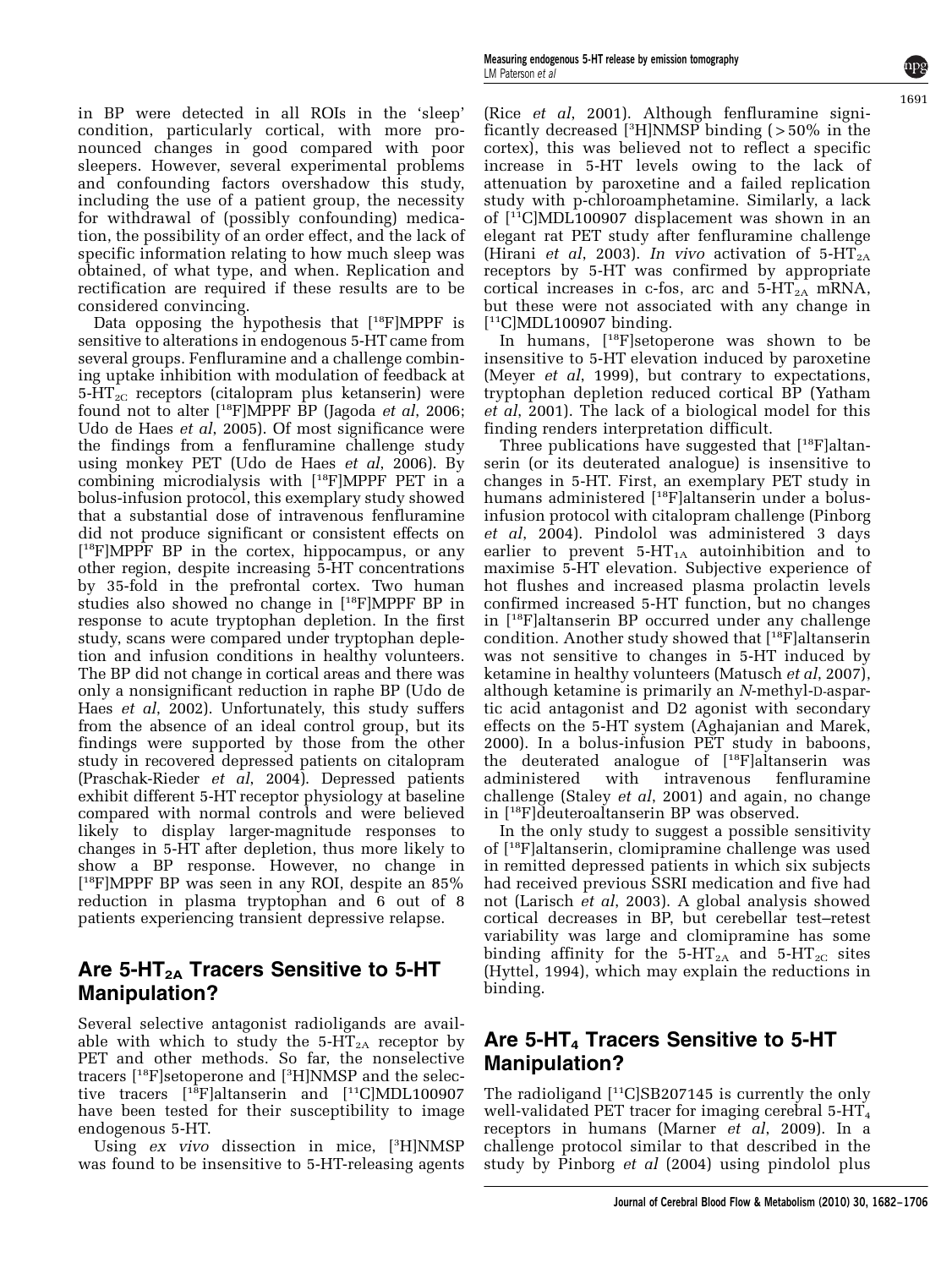in BP were detected in all ROIs in the 'sleep' condition, particularly cortical, with more pronounced changes in good compared with poor sleepers. However, several experimental problems and confounding factors overshadow this study, including the use of a patient group, the necessity for withdrawal of (possibly confounding) medication, the possibility of an order effect, and the lack of specific information relating to how much sleep was obtained, of what type, and when. Replication and rectification are required if these results are to be considered convincing.

Data opposing the hypothesis that [$^{18}$F]MPPF is sensitive to alterations in endogenous 5-HT came from several groups. Fenfluramine and a challenge combining uptake inhibition with modulation of feedback at 5-$HT_{2C}$ receptors (citalopram plus ketanserin) were found not to alter [$^{18}$F]MPPF BP (Jagoda *et al*, 2006; Udo de Haes *et al*, 2005). Of most significance were the findings from a fenfluramine challenge study using monkey PET (Udo de Haes *et al*, 2006). By combining microdialysis with [$^{18}$F]MPPF PET in a bolus-infusion protocol, this exemplary study showed that a substantial dose of intravenous fenfluramine did not produce significant or consistent effects on [$^{18}$F]MPPF BP in the cortex, hippocampus, or any other region, despite increasing 5-HT concentrations by 35-fold in the prefrontal cortex. Two human studies also showed no change in [$^{18}$F]MPPF BP in response to acute tryptophan depletion. In the first study, scans were compared under tryptophan depletion and infusion conditions in healthy volunteers. The BP did not change in cortical areas and there was only a nonsignificant reduction in raphe BP (Udo de Haes *et al*, 2002). Unfortunately, this study suffers from the absence of an ideal control group, but its findings were supported by those from the other study in recovered depressed patients on citalopram (Praschak-Rieder *et al*, 2004). Depressed patients exhibit different 5-HT receptor physiology at baseline compared with normal controls and were believed likely to display larger-magnitude responses to changes in 5-HT after depletion, thus more likely to show a BP response. However, no change in [$^{18}$F]MPPF BP was seen in any ROI, despite an 85% reduction in plasma tryptophan and 6 out of 8 patients experiencing transient depressive relapse.

## Are 5-$HT_{2A}$ Tracers Sensitive to 5-HT Manipulation?

Several selective antagonist radioligands are available with which to study the 5-$HT_{2A}$ receptor by PET and other methods. So far, the nonselective tracers [$^{18}$F]setoperone and [$^{3}$H]NMSP and the selective tracers [$^{18}$F]altanserin and [$^{11}$C]MDL100907 have been tested for their susceptibility to image endogenous 5-HT.

Using *ex vivo* dissection in mice, [$^{3}$H]NMSP was found to be insensitive to 5-HT-releasing agents (Rice *et al*, 2001). Although fenfluramine significantly decreased [$^{3}$H]NMSP binding (>50% in the cortex), this was believed not to reflect a specific increase in 5-HT levels owing to the lack of attenuation by paroxetine and a failed replication study with p-chloroamphetamine. Similarly, a lack of [$^{11}$C]MDL100907 displacement was shown in an elegant rat PET study after fenfluramine challenge (Hirani *et al*, 2003). *In vivo* activation of 5-$HT_{2A}$ receptors by 5-HT was confirmed by appropriate cortical increases in c-fos, arc and 5-$HT_{2A}$ mRNA, but these were not associated with any change in [$^{11}$C]MDL100907 binding.

In humans, [$^{18}$F]setoperone was shown to be insensitive to 5-HT elevation induced by paroxetine (Meyer *et al*, 1999), but contrary to expectations, tryptophan depletion reduced cortical BP (Yatham *et al*, 2001). The lack of a biological model for this finding renders interpretation difficult.

Three publications have suggested that [$^{18}$F]altanserin (or its deuterated analogue) is insensitive to changes in 5-HT. First, an exemplary PET study in humans administered [$^{18}$F]altanserin under a bolus-infusion protocol with citalopram challenge (Pinborg *et al*, 2004). Pindolol was administered 3 days earlier to prevent 5-$HT_{1A}$ autoinhibition and to maximise 5-HT elevation. Subjective experience of hot flushes and increased plasma prolactin levels confirmed increased 5-HT function, but no changes in [$^{18}$F]altanserin BP occurred under any challenge condition. Another study showed that [$^{18}$F]altanserin was not sensitive to changes in 5-HT induced by ketamine in healthy volunteers (Matusch *et al*, 2007), although ketamine is primarily an *N*-methyl-D-aspartic acid antagonist and D2 agonist with secondary effects on the 5-HT system (Aghajanian and Marek, 2000). In a bolus-infusion PET study in baboons, the deuterated analogue of [$^{18}$F]altanserin was administered with intravenous fenfluramine challenge (Staley *et al*, 2001) and again, no change in [$^{18}$F]deuteroaltanserin BP was observed.

In the only study to suggest a possible sensitivity of [$^{18}$F]altanserin, clomipramine challenge was used in remitted depressed patients in which six subjects had received previous SSRI medication and five had not (Larisch *et al*, 2003). A global analysis showed cortical decreases in BP, but cerebellar test–retest variability was large and clomipramine has some binding affinity for the 5-$HT_{2A}$ and 5-$HT_{2C}$ sites (Hyttel, 1994), which may explain the reductions in binding.

## Are 5-$HT_4$ Tracers Sensitive to 5-HT Manipulation?

The radioligand [$^{11}$C]SB207145 is currently the only well-validated PET tracer for imaging cerebral 5-$HT_4$ receptors in humans (Marner *et al*, 2009). In a challenge protocol similar to that described in the study by Pinborg *et al* (2004) using pindolol plus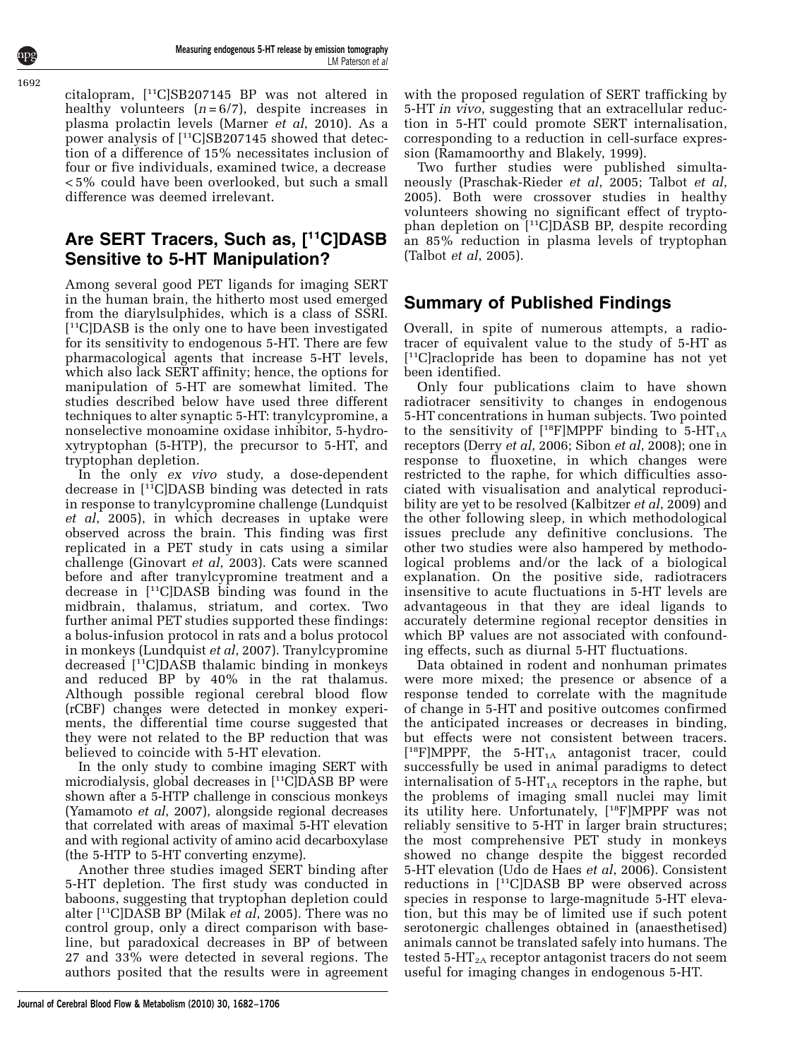citalopram, [$^{11}$C]SB207145 BP was not altered in healthy volunteers ($n = 6/7$), despite increases in plasma prolactin levels (Marner *et al*, 2010). As a power analysis of [$^{11}$C]SB207145 showed that detection of a difference of 15% necessitates inclusion of four or five individuals, examined twice, a decrease <5% could have been overlooked, but such a small difference was deemed irrelevant.

## Are SERT Tracers, Such as, [$^{11}$C]DASB Sensitive to 5-HT Manipulation?

Among several good PET ligands for imaging SERT in the human brain, the hitherto most used emerged from the diarylsulphides, which is a class of SSRI. [$^{11}$C]DASB is the only one to have been investigated for its sensitivity to endogenous 5-HT. There are few pharmacological agents that increase 5-HT levels, which also lack SERT affinity; hence, the options for manipulation of 5-HT are somewhat limited. The studies described below have used three different techniques to alter synaptic 5-HT: tranylcypromine, a nonselective monoamine oxidase inhibitor, 5-hydroxytryptophan (5-HTP), the precursor to 5-HT, and tryptophan depletion.

In the only *ex vivo* study, a dose-dependent decrease in [$^{11}$C]DASB binding was detected in rats in response to tranylcypromine challenge (Lundquist *et al*, 2005), in which decreases in uptake were observed across the brain. This finding was first replicated in a PET study in cats using a similar challenge (Ginovart *et al*, 2003). Cats were scanned before and after tranylcypromine treatment and a decrease in [$^{11}$C]DASB binding was found in the midbrain, thalamus, striatum, and cortex. Two further animal PET studies supported these findings: a bolus-infusion protocol in rats and a bolus protocol in monkeys (Lundquist *et al*, 2007). Tranylcypromine decreased [$^{11}$C]DASB thalamic binding in monkeys and reduced BP by 40% in the rat thalamus. Although possible regional cerebral blood flow (rCBF) changes were detected in monkey experiments, the differential time course suggested that they were not related to the BP reduction that was believed to coincide with 5-HT elevation.

In the only study to combine imaging SERT with microdialysis, global decreases in [$^{11}$C]DASB BP were shown after a 5-HTP challenge in conscious monkeys (Yamamoto *et al*, 2007), alongside regional decreases that correlated with areas of maximal 5-HT elevation and with regional activity of amino acid decarboxylase (the 5-HTP to 5-HT converting enzyme).

Another three studies imaged SERT binding after 5-HT depletion. The first study was conducted in baboons, suggesting that tryptophan depletion could alter [$^{11}$C]DASB BP (Milak *et al*, 2005). There was no control group, only a direct comparison with baseline, but paradoxical decreases in BP of between 27 and 33% were detected in several regions. The authors posited that the results were in agreement with the proposed regulation of SERT trafficking by 5-HT *in vivo*, suggesting that an extracellular reduction in 5-HT could promote SERT internalisation, corresponding to a reduction in cell-surface expression (Ramamoorthy and Blakely, 1999).

Two further studies were published simultaneously (Praschak-Rieder *et al*, 2005; Talbot *et al*, 2005). Both were crossover studies in healthy volunteers showing no significant effect of tryptophan depletion on [$^{11}$C]DASB BP, despite recording an 85% reduction in plasma levels of tryptophan (Talbot *et al*, 2005).

## Summary of Published Findings

Overall, in spite of numerous attempts, a radiotracer of equivalent value to the study of 5-HT as [$^{11}$C]raclopride has been to dopamine has not yet been identified.

Only four publications claim to have shown radiotracer sensitivity to changes in endogenous 5-HT concentrations in human subjects. Two pointed to the sensitivity of [$^{18}$F]MPPF binding to 5-HT$_{1A}$ receptors (Derry *et al*, 2006; Sibon *et al*, 2008); one in response to fluoxetine, in which changes were restricted to the raphe, for which difficulties associated with visualisation and analytical reproducibility are yet to be resolved (Kalbitzer *et al*, 2009) and the other following sleep, in which methodological issues preclude any definitive conclusions. The other two studies were also hampered by methodological problems and/or the lack of a biological explanation. On the positive side, radiotracers insensitive to acute fluctuations in 5-HT levels are advantageous in that they are ideal ligands to accurately determine regional receptor densities in which BP values are not associated with confounding effects, such as diurnal 5-HT fluctuations.

Data obtained in rodent and nonhuman primates were more mixed; the presence or absence of a response tended to correlate with the magnitude of change in 5-HT and positive outcomes confirmed the anticipated increases or decreases in binding, but effects were not consistent between tracers. [$^{18}$F]MPPF, the 5-HT$_{1A}$ antagonist tracer, could successfully be used in animal paradigms to detect internalisation of 5-HT$_{1A}$ receptors in the raphe, but the problems of imaging small nuclei may limit its utility here. Unfortunately, [$^{18}$F]MPPF was not reliably sensitive to 5-HT in larger brain structures; the most comprehensive PET study in monkeys showed no change despite the biggest recorded 5-HT elevation (Udo de Haes *et al*, 2006). Consistent reductions in [$^{11}$C]DASB BP were observed across species in response to large-magnitude 5-HT elevation, but this may be of limited use if such potent serotonergic challenges obtained in (anaesthetised) animals cannot be translated safely into humans. The tested 5-HT$_{2A}$ receptor antagonist tracers do not seem useful for imaging changes in endogenous 5-HT.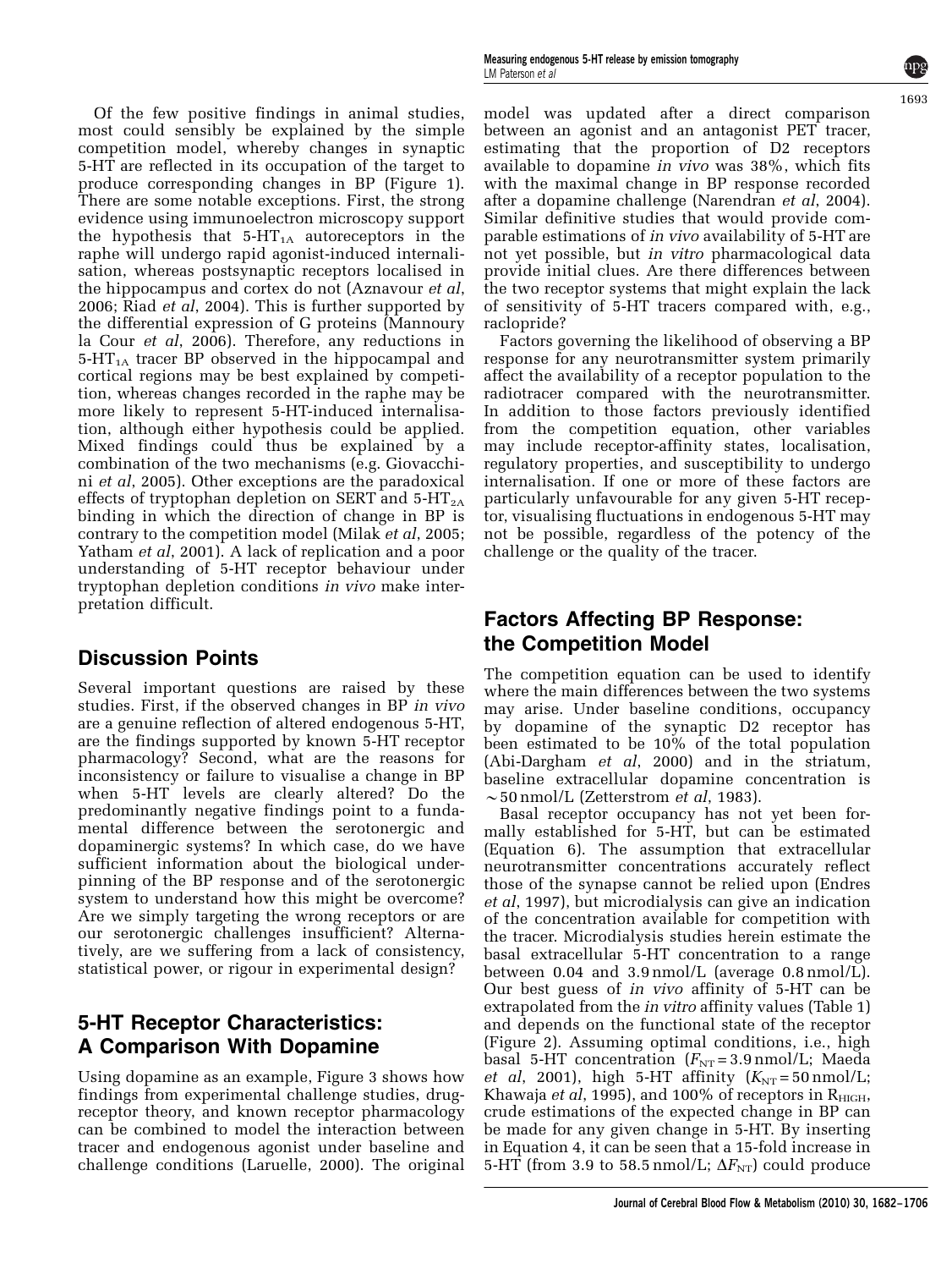Of the few positive findings in animal studies, most could sensibly be explained by the simple competition model, whereby changes in synaptic 5-HT are reflected in its occupation of the target to produce corresponding changes in BP (Figure 1). There are some notable exceptions. First, the strong evidence using immunoelectron microscopy support the hypothesis that $5\text{-HT}_{1A}$ autoreceptors in the raphe will undergo rapid agonist-induced internalisation, whereas postsynaptic receptors localised in the hippocampus and cortex do not (Aznavour *et al*, 2006; Riad *et al*, 2004). This is further supported by the differential expression of G proteins (Mannoury la Cour *et al*, 2006). Therefore, any reductions in $5\text{-HT}_{1A}$ tracer BP observed in the hippocampal and cortical regions may be best explained by competition, whereas changes recorded in the raphe may be more likely to represent 5-HT-induced internalisation, although either hypothesis could be applied. Mixed findings could thus be explained by a combination of the two mechanisms (e.g. Giovacchini *et al*, 2005). Other exceptions are the paradoxical effects of tryptophan depletion on SERT and $5\text{-HT}_{2A}$ binding in which the direction of change in BP is contrary to the competition model (Milak *et al*, 2005; Yatham *et al*, 2001). A lack of replication and a poor understanding of 5-HT receptor behaviour under tryptophan depletion conditions *in vivo* make interpretation difficult.

## Discussion Points

Several important questions are raised by these studies. First, if the observed changes in BP *in vivo* are a genuine reflection of altered endogenous 5-HT, are the findings supported by known 5-HT receptor pharmacology? Second, what are the reasons for inconsistency or failure to visualise a change in BP when 5-HT levels are clearly altered? Do the predominantly negative findings point to a fundamental difference between the serotonergic and dopaminergic systems? In which case, do we have sufficient information about the biological underpinning of the BP response and of the serotonergic system to understand how this might be overcome? Are we simply targeting the wrong receptors or are our serotonergic challenges insufficient? Alternatively, are we suffering from a lack of consistency, statistical power, or rigour in experimental design?

## 5-HT Receptor Characteristics: A Comparison With Dopamine

Using dopamine as an example, Figure 3 shows how findings from experimental challenge studies, drug-receptor theory, and known receptor pharmacology can be combined to model the interaction between tracer and endogenous agonist under baseline and challenge conditions (Laruelle, 2000). The original model was updated after a direct comparison between an agonist and an antagonist PET tracer, estimating that the proportion of D2 receptors available to dopamine *in vivo* was 38%, which fits with the maximal change in BP response recorded after a dopamine challenge (Narendran *et al*, 2004). Similar definitive studies that would provide comparable estimations of *in vivo* availability of 5-HT are not yet possible, but *in vitro* pharmacological data provide initial clues. Are there differences between the two receptor systems that might explain the lack of sensitivity of 5-HT tracers compared with, e.g., raclopride?

Factors governing the likelihood of observing a BP response for any neurotransmitter system primarily affect the availability of a receptor population to the radiotracer compared with the neurotransmitter. In addition to those factors previously identified from the competition equation, other variables may include receptor-affinity states, localisation, regulatory properties, and susceptibility to undergo internalisation. If one or more of these factors are particularly unfavourable for any given 5-HT receptor, visualising fluctuations in endogenous 5-HT may not be possible, regardless of the potency of the challenge or the quality of the tracer.

## Factors Affecting BP Response: the Competition Model

The competition equation can be used to identify where the main differences between the two systems may arise. Under baseline conditions, occupancy by dopamine of the synaptic D2 receptor has been estimated to be 10% of the total population (Abi-Dargham *et al*, 2000) and in the striatum, baseline extracellular dopamine concentration is $\sim 50$ nmol/L (Zetterstrom *et al*, 1983).

Basal receptor occupancy has not yet been formally established for 5-HT, but can be estimated (Equation 6). The assumption that extracellular neurotransmitter concentrations accurately reflect those of the synapse cannot be relied upon (Endres *et al*, 1997), but microdialysis can give an indication of the concentration available for competition with the tracer. Microdialysis studies herein estimate the basal extracellular 5-HT concentration to a range between 0.04 and 3.9 nmol/L (average 0.8 nmol/L). Our best guess of *in vivo* affinity of 5-HT can be extrapolated from the *in vitro* affinity values (Table 1) and depends on the functional state of the receptor (Figure 2). Assuming optimal conditions, i.e., high basal 5-HT concentration ($F_{NT} = 3.9$ nmol/L; Maeda *et al*, 2001), high 5-HT affinity ($K_{NT} = 50$ nmol/L; Khawaja *et al*, 1995), and 100% of receptors in $R_{HIGH}$, crude estimations of the expected change in BP can be made for any given change in 5-HT. By inserting in Equation 4, it can be seen that a 15-fold increase in 5-HT (from 3.9 to 58.5 nmol/L; $\Delta F_{NT}$) could produce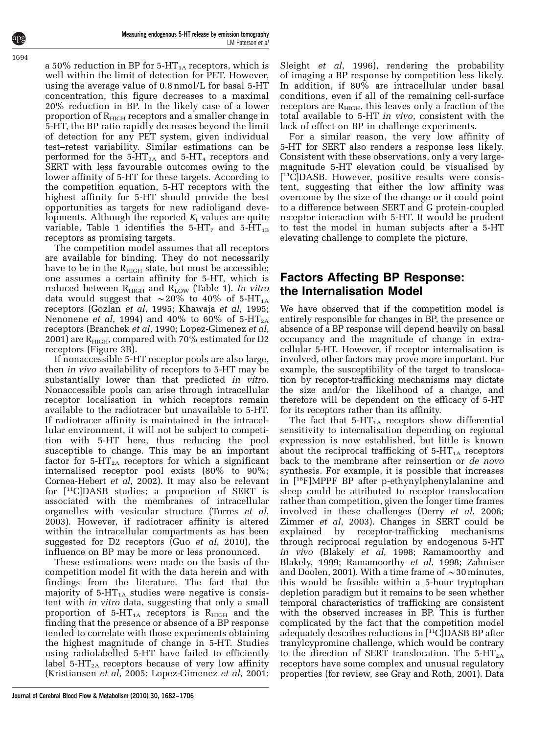a 50% reduction in BP for 5-$HT_{1A}$ receptors, which is well within the limit of detection for PET. However, using the average value of 0.8 nmol/L for basal 5-HT concentration, this figure decreases to a maximal 20% reduction in BP. In the likely case of a lower proportion of $R_{HIGH}$ receptors and a smaller change in 5-HT, the BP ratio rapidly decreases beyond the limit of detection for any PET system, given individual test–retest variability. Similar estimations can be performed for the 5-$HT_{2A}$ and 5-$HT_4$ receptors and SERT with less favourable outcomes owing to the lower affinity of 5-HT for these targets. According to the competition equation, 5-HT receptors with the highest affinity for 5-HT should provide the best opportunities as targets for new radioligand developments. Although the reported $K_i$ values are quite variable, Table 1 identifies the 5-$HT_7$ and 5-$HT_{1B}$ receptors as promising targets.

The competition model assumes that all receptors are available for binding. They do not necessarily have to be in the $R_{HIGH}$ state, but must be accessible; one assumes a certain affinity for 5-HT, which is reduced between $R_{HIGH}$ and $R_{LOW}$ (Table 1). *In vitro* data would suggest that ∼20% to 40% of 5-$HT_{1A}$ receptors (Gozlan *et al*, 1995; Khawaja *et al*, 1995; Nenonene *et al*, 1994) and 40% to 60% of 5-$HT_{2A}$ receptors (Branchek *et al*, 1990; Lopez-Gimenez *et al*, 2001) are $R_{HIGH}$, compared with 70% estimated for D2 receptors (Figure 3B).

If nonaccessible 5-HT receptor pools are also large, then *in vivo* availability of receptors to 5-HT may be substantially lower than that predicted *in vitro*. Nonaccessible pools can arise through intracellular receptor localisation in which receptors remain available to the radiotracer but unavailable to 5-HT. If radiotracer affinity is maintained in the intracellular environment, it will not be subject to competition with 5-HT here, thus reducing the pool susceptible to change. This may be an important factor for 5-$HT_{2A}$ receptors for which a significant internalised receptor pool exists (80% to 90%; Cornea-Hebert *et al*, 2002). It may also be relevant for [$^{11}$C]DASB studies; a proportion of SERT is associated with the membranes of intracellular organelles with vesicular structure (Torres *et al*, 2003). However, if radiotracer affinity is altered within the intracellular compartments as has been suggested for D2 receptors (Guo *et al*, 2010), the influence on BP may be more or less pronounced.

These estimations were made on the basis of the competition model fit with the data herein and with findings from the literature. The fact that the majority of 5-$HT_{1A}$ studies were negative is consistent with *in vitro* data, suggesting that only a small proportion of 5-$HT_{1A}$ receptors is $R_{HIGH}$ and the finding that the presence or absence of a BP response tended to correlate with those experiments obtaining the highest magnitude of change in 5-HT. Studies using radiolabelled 5-HT have failed to efficiently label 5-$HT_{2A}$ receptors because of very low affinity (Kristiansen *et al*, 2005; Lopez-Gimenez *et al*, 2001; Sleight *et al*, 1996), rendering the probability of imaging a BP response by competition less likely. In addition, if 80% are intracellular under basal conditions, even if all of the remaining cell-surface receptors are $R_{HIGH}$, this leaves only a fraction of the total available to 5-HT *in vivo*, consistent with the lack of effect on BP in challenge experiments.

For a similar reason, the very low affinity of 5-HT for SERT also renders a response less likely. Consistent with these observations, only a very large-magnitude 5-HT elevation could be visualised by [$^{11}$C]DASB. However, positive results were consistent, suggesting that either the low affinity was overcome by the size of the change or it could point to a difference between SERT and G protein-coupled receptor interaction with 5-HT. It would be prudent to test the model in human subjects after a 5-HT elevating challenge to complete the picture.

## Factors Affecting BP Response: the Internalisation Model

We have observed that if the competition model is entirely responsible for changes in BP, the presence or absence of a BP response will depend heavily on basal occupancy and the magnitude of change in extracellular 5-HT. However, if receptor internalisation is involved, other factors may prove more important. For example, the susceptibility of the target to translocation by receptor-trafficking mechanisms may dictate the size and/or the likelihood of a change, and therefore will be dependent on the efficacy of 5-HT for its receptors rather than its affinity.

The fact that 5-$HT_{1A}$ receptors show differential sensitivity to internalisation depending on regional expression is now established, but little is known about the reciprocal trafficking of 5-$HT_{1A}$ receptors back to the membrane after reinsertion or *de novo* synthesis. For example, it is possible that increases in [$^{18}$F]MPPF BP after p-ethynylphenylalanine and sleep could be attributed to receptor translocation rather than competition, given the longer time frames involved in these challenges (Derry *et al*, 2006; Zimmer *et al*, 2003). Changes in SERT could be explained by receptor-trafficking mechanisms through reciprocal regulation by endogenous 5-HT *in vivo* (Blakely *et al*, 1998; Ramamoorthy and Blakely, 1999; Ramamoorthy *et al*, 1998; Zahniser and Doolen, 2001). With a time frame of ∼30 minutes, this would be feasible within a 5-hour tryptophan depletion paradigm but it remains to be seen whether temporal characteristics of trafficking are consistent with the observed increases in BP. This is further complicated by the fact that the competition model adequately describes reductions in [$^{11}$C]DASB BP after tranylcypromine challenge, which would be contrary to the direction of SERT translocation. The 5-$HT_{2A}$ receptors have some complex and unusual regulatory properties (for review, see Gray and Roth, 2001). Data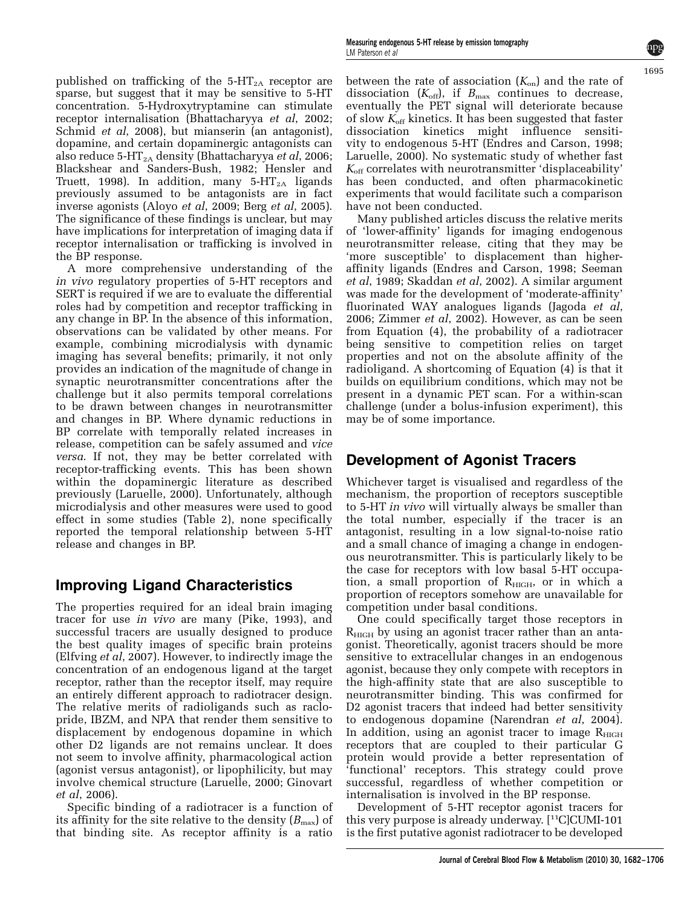published on trafficking of the $5\text{-HT}_{2A}$ receptor are sparse, but suggest that it may be sensitive to 5-HT concentration. 5-Hydroxytryptamine can stimulate receptor internalisation (Bhattacharyya *et al*, 2002; Schmid *et al*, 2008), but mianserin (an antagonist), dopamine, and certain dopaminergic antagonists can also reduce $5\text{-HT}_{2A}$ density (Bhattacharyya *et al*, 2006; Blackshear and Sanders-Bush, 1982; Hensler and Truett, 1998). In addition, many $5\text{-HT}_{2A}$ ligands previously assumed to be antagonists are in fact inverse agonists (Aloyo *et al*, 2009; Berg *et al*, 2005). The significance of these findings is unclear, but may have implications for interpretation of imaging data if receptor internalisation or trafficking is involved in the BP response.

A more comprehensive understanding of the *in vivo* regulatory properties of 5-HT receptors and SERT is required if we are to evaluate the differential roles had by competition and receptor trafficking in any change in BP. In the absence of this information, observations can be validated by other means. For example, combining microdialysis with dynamic imaging has several benefits; primarily, it not only provides an indication of the magnitude of change in synaptic neurotransmitter concentrations after the challenge but it also permits temporal correlations to be drawn between changes in neurotransmitter and changes in BP. Where dynamic reductions in BP correlate with temporally related increases in release, competition can be safely assumed and *vice versa*. If not, they may be better correlated with receptor-trafficking events. This has been shown within the dopaminergic literature as described previously (Laruelle, 2000). Unfortunately, although microdialysis and other measures were used to good effect in some studies (Table 2), none specifically reported the temporal relationship between 5-HT release and changes in BP.

## Improving Ligand Characteristics

The properties required for an ideal brain imaging tracer for use *in vivo* are many (Pike, 1993), and successful tracers are usually designed to produce the best quality images of specific brain proteins (Elfving *et al*, 2007). However, to indirectly image the concentration of an endogenous ligand at the target receptor, rather than the receptor itself, may require an entirely different approach to radiotracer design. The relative merits of radioligands such as raclopride, IBZM, and NPA that render them sensitive to displacement by endogenous dopamine in which other D2 ligands are not remains unclear. It does not seem to involve affinity, pharmacological action (agonist versus antagonist), or lipophilicity, but may involve chemical structure (Laruelle, 2000; Ginovart *et al*, 2006).

Specific binding of a radiotracer is a function of its affinity for the site relative to the density ($B_{max}$) of that binding site. As receptor affinity is a ratio between the rate of association ($K_{on}$) and the rate of dissociation ($K_{off}$), if $B_{max}$ continues to decrease, eventually the PET signal will deteriorate because of slow $K_{off}$ kinetics. It has been suggested that faster dissociation kinetics might influence sensitivity to endogenous 5-HT (Endres and Carson, 1998; Laruelle, 2000). No systematic study of whether fast $K_{off}$ correlates with neurotransmitter 'displaceability' has been conducted, and often pharmacokinetic experiments that would facilitate such a comparison have not been conducted.

Many published articles discuss the relative merits of 'lower-affinity' ligands for imaging endogenous neurotransmitter release, citing that they may be 'more susceptible' to displacement than higher-affinity ligands (Endres and Carson, 1998; Seeman *et al*, 1989; Skaddan *et al*, 2002). A similar argument was made for the development of 'moderate-affinity' fluorinated WAY analogues ligands (Jagoda *et al*, 2006; Zimmer *et al*, 2002). However, as can be seen from Equation (4), the probability of a radiotracer being sensitive to competition relies on target properties and not on the absolute affinity of the radioligand. A shortcoming of Equation (4) is that it builds on equilibrium conditions, which may not be present in a dynamic PET scan. For a within-scan challenge (under a bolus-infusion experiment), this may be of some importance.

## Development of Agonist Tracers

Whichever target is visualised and regardless of the mechanism, the proportion of receptors susceptible to 5-HT *in vivo* will virtually always be smaller than the total number, especially if the tracer is an antagonist, resulting in a low signal-to-noise ratio and a small chance of imaging a change in endogenous neurotransmitter. This is particularly likely to be the case for receptors with low basal 5-HT occupation, a small proportion of $R_{HIGH}$, or in which a proportion of receptors somehow are unavailable for competition under basal conditions.

One could specifically target those receptors in $R_{HIGH}$ by using an agonist tracer rather than an antagonist. Theoretically, agonist tracers should be more sensitive to extracellular changes in an endogenous agonist, because they only compete with receptors in the high-affinity state that are also susceptible to neurotransmitter binding. This was confirmed for D2 agonist tracers that indeed had better sensitivity to endogenous dopamine (Narendran *et al*, 2004). In addition, using an agonist tracer to image $R_{HIGH}$ receptors that are coupled to their particular G protein would provide a better representation of 'functional' receptors. This strategy could prove successful, regardless of whether competition or internalisation is involved in the BP response.

Development of 5-HT receptor agonist tracers for this very purpose is already underway. [$^{11}$C]CUMI-101 is the first putative agonist radiotracer to be developed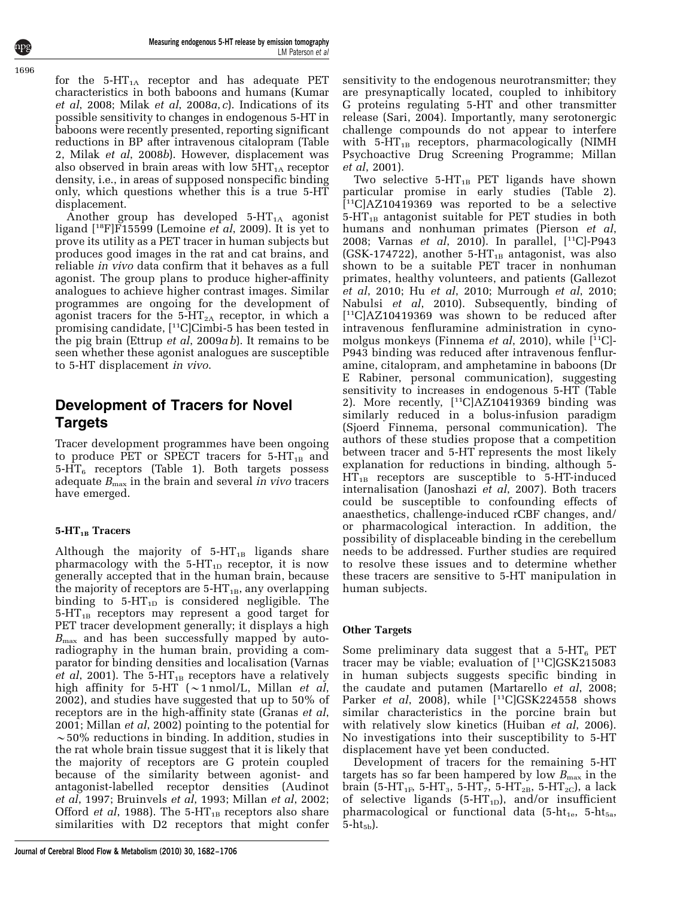for the 5-$HT_{1A}$ receptor and has adequate PET characteristics in both baboons and humans (Kumar *et al*, 2008; Milak *et al*, 2008*a*, *c*). Indications of its possible sensitivity to changes in endogenous 5-HT in baboons were recently presented, reporting significant reductions in BP after intravenous citalopram (Table 2, Milak *et al*, 2008*b*). However, displacement was also observed in brain areas with low 5$HT_{1A}$ receptor density, i.e., in areas of supposed nonspecific binding only, which questions whether this is a true 5-HT displacement.

Another group has developed 5-$HT_{1A}$ agonist ligand [$^{18}$F]F15599 (Lemoine *et al*, 2009). It is yet to prove its utility as a PET tracer in human subjects but produces good images in the rat and cat brains, and reliable *in vivo* data confirm that it behaves as a full agonist. The group plans to produce higher-affinity analogues to achieve higher contrast images. Similar programmes are ongoing for the development of agonist tracers for the 5-$HT_{2A}$ receptor, in which a promising candidate, [$^{11}$C]Cimbi-5 has been tested in the pig brain (Ettrup *et al*, 2009*a* *b*). It remains to be seen whether these agonist analogues are susceptible to 5-HT displacement *in vivo*.

## Development of Tracers for Novel Targets

Tracer development programmes have been ongoing to produce PET or SPECT tracers for 5-$HT_{1B}$ and 5-$HT_6$ receptors (Table 1). Both targets possess adequate $B_{max}$ in the brain and several *in vivo* tracers have emerged.

### 5-$HT_{1B}$ Tracers

Although the majority of 5-$HT_{1B}$ ligands share pharmacology with the 5-$HT_{1D}$ receptor, it is now generally accepted that in the human brain, because the majority of receptors are 5-$HT_{1B}$, any overlapping binding to 5-$HT_{1D}$ is considered negligible. The 5-$HT_{1B}$ receptors may represent a good target for PET tracer development generally; it displays a high $B_{max}$ and has been successfully mapped by autoradiography in the human brain, providing a comparator for binding densities and localisation (Varnas *et al*, 2001). The 5-$HT_{1B}$ receptors have a relatively high affinity for 5-HT ($\sim$1 nmol/L, Millan *et al*, 2002), and studies have suggested that up to 50% of receptors are in the high-affinity state (Granas *et al*, 2001; Millan *et al*, 2002) pointing to the potential for $\sim$50% reductions in binding. In addition, studies in the rat whole brain tissue suggest that it is likely that the majority of receptors are G protein coupled because of the similarity between agonist- and antagonist-labelled receptor densities (Audinot *et al*, 1997; Bruinvels *et al*, 1993; Millan *et al*, 2002; Offord *et al*, 1988). The 5-$HT_{1B}$ receptors also share similarities with D2 receptors that might confer sensitivity to the endogenous neurotransmitter; they are presynaptically located, coupled to inhibitory G proteins regulating 5-HT and other transmitter release (Sari, 2004). Importantly, many serotonergic challenge compounds do not appear to interfere with 5-$HT_{1B}$ receptors, pharmacologically (NIMH Psychoactive Drug Screening Programme; Millan *et al*, 2001).

Two selective 5-$HT_{1B}$ PET ligands have shown particular promise in early studies (Table 2). [$^{11}$C]AZ10419369 was reported to be a selective 5-$HT_{1B}$ antagonist suitable for PET studies in both humans and nonhuman primates (Pierson *et al*, 2008; Varnas *et al*, 2010). In parallel, [$^{11}$C]-P943 (GSK-174722), another 5-$HT_{1B}$ antagonist, was also shown to be a suitable PET tracer in nonhuman primates, healthy volunteers, and patients (Gallezot *et al*, 2010; Hu *et al*, 2010; Murrough *et al*, 2010; Nabulsi *et al*, 2010). Subsequently, binding of [$^{11}$C]AZ10419369 was shown to be reduced after intravenous fenfluramine administration in cynomolgus monkeys (Finnema *et al*, 2010), while [$^{11}$C]-P943 binding was reduced after intravenous fenfluramine, citalopram, and amphetamine in baboons (Dr E Rabiner, personal communication), suggesting sensitivity to increases in endogenous 5-HT (Table 2). More recently, [$^{11}$C]AZ10419369 binding was similarly reduced in a bolus-infusion paradigm (Sjoerd Finnema, personal communication). The authors of these studies propose that a competition between tracer and 5-HT represents the most likely explanation for reductions in binding, although 5-$HT_{1B}$ receptors are susceptible to 5-HT-induced internalisation (Janoshazi *et al*, 2007). Both tracers could be susceptible to confounding effects of anaesthetics, challenge-induced rCBF changes, and/or pharmacological interaction. In addition, the possibility of displaceable binding in the cerebellum needs to be addressed. Further studies are required to resolve these issues and to determine whether these tracers are sensitive to 5-HT manipulation in human subjects.

### Other Targets

Some preliminary data suggest that a 5-$HT_6$ PET tracer may be viable; evaluation of [$^{11}$C]GSK215083 in human subjects suggests specific binding in the caudate and putamen (Martarello *et al*, 2008; Parker *et al*, 2008), while [$^{11}$C]GSK224558 shows similar characteristics in the porcine brain but with relatively slow kinetics (Huiban *et al*, 2006). No investigations into their susceptibility to 5-HT displacement have yet been conducted.

Development of tracers for the remaining 5-HT targets has so far been hampered by low $B_{max}$ in the brain (5-$HT_{1F}$, 5-$HT_3$, 5-$HT_7$, 5-$HT_{2B}$, 5-$HT_{2C}$), a lack of selective ligands (5-$HT_{1D}$), and/or insufficient pharmacological or functional data (5-$ht_{1e}$, 5-$ht_{5a}$, 5-$ht_{5b}$).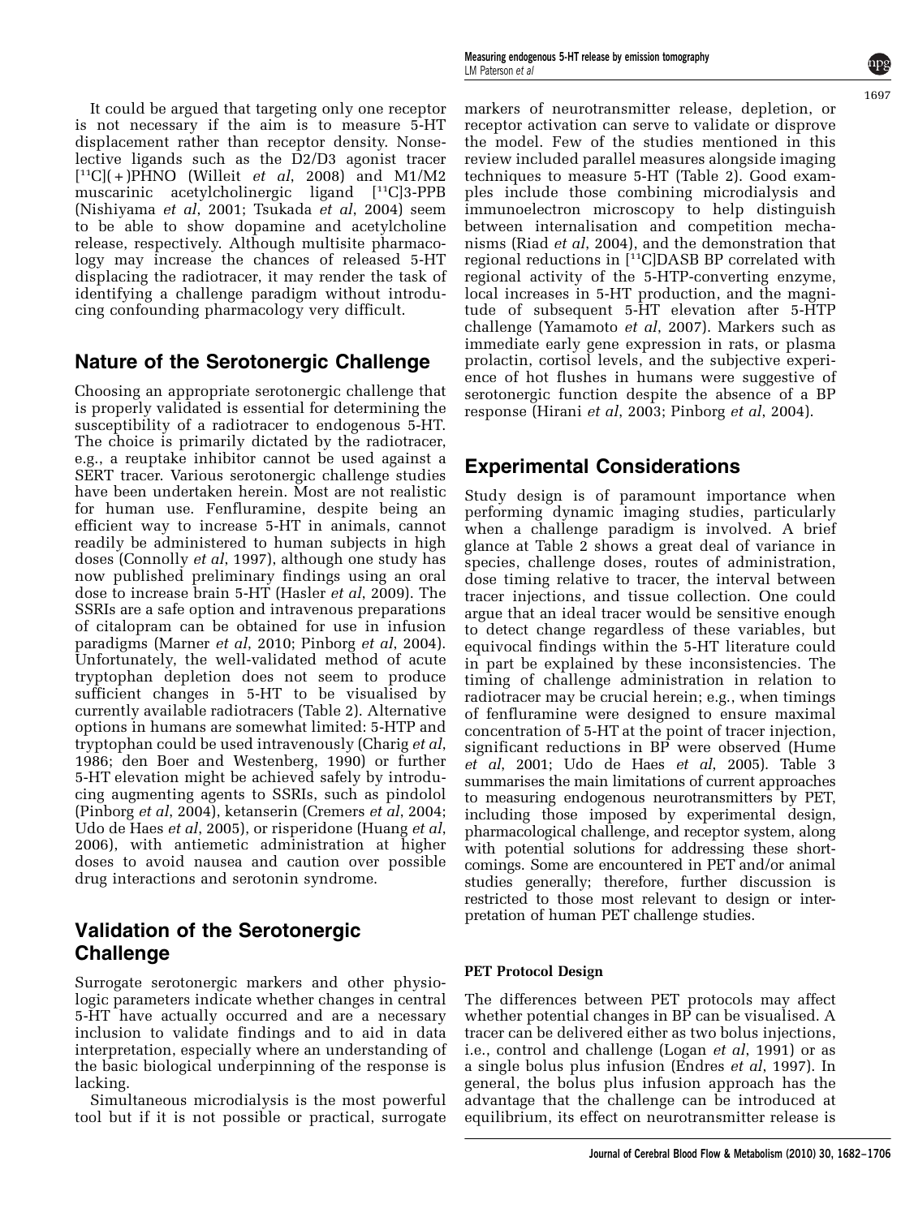It could be argued that targeting only one receptor is not necessary if the aim is to measure 5-HT displacement rather than receptor density. Nonselective ligands such as the D2/D3 agonist tracer [$^{11}$C](+)PHNO (Willeit *et al*, 2008) and M1/M2 muscarinic acetylcholinergic ligand [$^{11}$C]3-PPB (Nishiyama *et al*, 2001; Tsukada *et al*, 2004) seem to be able to show dopamine and acetylcholine release, respectively. Although multisite pharmacology may increase the chances of released 5-HT displacing the radiotracer, it may render the task of identifying a challenge paradigm without introducing confounding pharmacology very difficult.

## Nature of the Serotonergic Challenge

Choosing an appropriate serotonergic challenge that is properly validated is essential for determining the susceptibility of a radiotracer to endogenous 5-HT. The choice is primarily dictated by the radiotracer, e.g., a reuptake inhibitor cannot be used against a SERT tracer. Various serotonergic challenge studies have been undertaken herein. Most are not realistic for human use. Fenfluramine, despite being an efficient way to increase 5-HT in animals, cannot readily be administered to human subjects in high doses (Connolly *et al*, 1997), although one study has now published preliminary findings using an oral dose to increase brain 5-HT (Hasler *et al*, 2009). The SSRIs are a safe option and intravenous preparations of citalopram can be obtained for use in infusion paradigms (Marner *et al*, 2010; Pinborg *et al*, 2004). Unfortunately, the well-validated method of acute tryptophan depletion does not seem to produce sufficient changes in 5-HT to be visualised by currently available radiotracers (Table 2). Alternative options in humans are somewhat limited: 5-HTP and tryptophan could be used intravenously (Charig *et al*, 1986; den Boer and Westenberg, 1990) or further 5-HT elevation might be achieved safely by introducing augmenting agents to SSRIs, such as pindolol (Pinborg *et al*, 2004), ketanserin (Cremers *et al*, 2004; Udo de Haes *et al*, 2005), or risperidone (Huang *et al*, 2006), with antiemetic administration at higher doses to avoid nausea and caution over possible drug interactions and serotonin syndrome.

## Validation of the Serotonergic Challenge

Surrogate serotonergic markers and other physiologic parameters indicate whether changes in central 5-HT have actually occurred and are a necessary inclusion to validate findings and to aid in data interpretation, especially where an understanding of the basic biological underpinning of the response is lacking.

Simultaneous microdialysis is the most powerful tool but if it is not possible or practical, surrogate markers of neurotransmitter release, depletion, or receptor activation can serve to validate or disprove the model. Few of the studies mentioned in this review included parallel measures alongside imaging techniques to measure 5-HT (Table 2). Good examples include those combining microdialysis and immunoelectron microscopy to help distinguish between internalisation and competition mechanisms (Riad *et al*, 2004), and the demonstration that regional reductions in [$^{11}$C]DASB BP correlated with regional activity of the 5-HTP-converting enzyme, local increases in 5-HT production, and the magnitude of subsequent 5-HT elevation after 5-HTP challenge (Yamamoto *et al*, 2007). Markers such as immediate early gene expression in rats, or plasma prolactin, cortisol levels, and the subjective experience of hot flushes in humans were suggestive of serotonergic function despite the absence of a BP response (Hirani *et al*, 2003; Pinborg *et al*, 2004).

## Experimental Considerations

Study design is of paramount importance when performing dynamic imaging studies, particularly when a challenge paradigm is involved. A brief glance at Table 2 shows a great deal of variance in species, challenge doses, routes of administration, dose timing relative to tracer, the interval between tracer injections, and tissue collection. One could argue that an ideal tracer would be sensitive enough to detect change regardless of these variables, but equivocal findings within the 5-HT literature could in part be explained by these inconsistencies. The timing of challenge administration in relation to radiotracer may be crucial herein; e.g., when timings of fenfluramine were designed to ensure maximal concentration of 5-HT at the point of tracer injection, significant reductions in BP were observed (Hume *et al*, 2001; Udo de Haes *et al*, 2005). Table 3 summarises the main limitations of current approaches to measuring endogenous neurotransmitters by PET, including those imposed by experimental design, pharmacological challenge, and receptor system, along with potential solutions for addressing these shortcomings. Some are encountered in PET and/or animal studies generally; therefore, further discussion is restricted to those most relevant to design or interpretation of human PET challenge studies.

### PET Protocol Design

The differences between PET protocols may affect whether potential changes in BP can be visualised. A tracer can be delivered either as two bolus injections, i.e., control and challenge (Logan *et al*, 1991) or as a single bolus plus infusion (Endres *et al*, 1997). In general, the bolus plus infusion approach has the advantage that the challenge can be introduced at equilibrium, its effect on neurotransmitter release is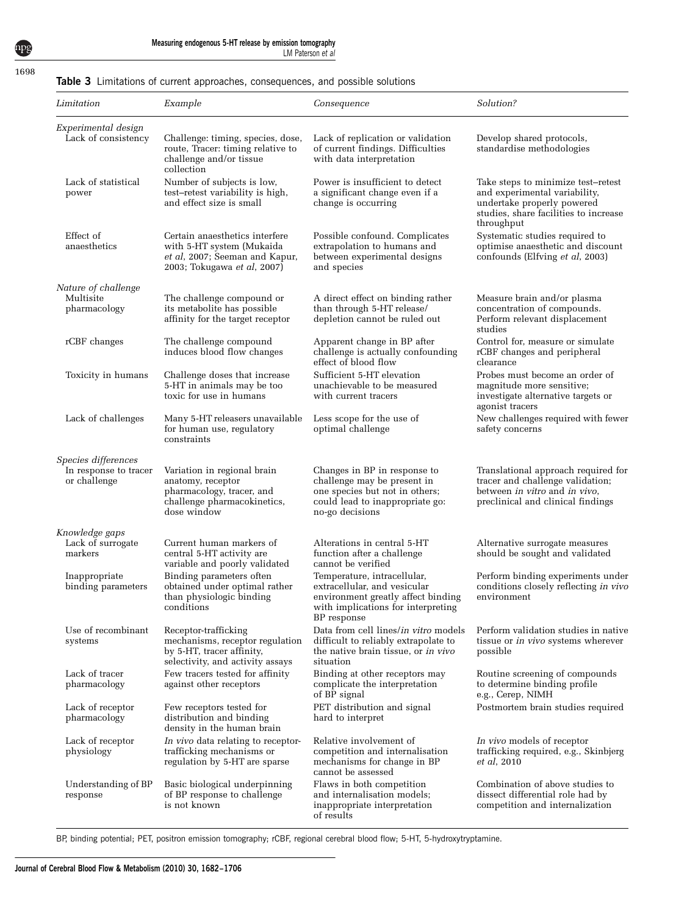**Table 3** Limitations of current approaches, consequences, and possible solutions

| *Limitation* | *Example* | *Consequence* | *Solution?* |
|---|---|---|---|
| *Experimental design* | | | |
| Lack of consistency | Challenge: timing, species, dose, route, Tracer: timing relative to challenge and/or tissue collection | Lack of replication or validation of current findings. Difficulties with data interpretation | Develop shared protocols, standardise methodologies |
| Lack of statistical power | Number of subjects is low, test–retest variability is high, and effect size is small | Power is insufficient to detect a significant change even if a change is occurring | Take steps to minimize test–retest and experimental variability, undertake properly powered studies, share facilities to increase throughput |
| Effect of anaesthetics | Certain anaesthetics interfere with 5-HT system (Mukaida *et al*, 2007; Seeman and Kapur, 2003; Tokugawa *et al*, 2007) | Possible confound. Complicates extrapolation to humans and between experimental designs and species | Systematic studies required to optimise anaesthetic and discount confounds (Elfving *et al*, 2003) |
| *Nature of challenge* | | | |
| Multisite pharmacology | The challenge compound or its metabolite has possible affinity for the target receptor | A direct effect on binding rather than through 5-HT release/ depletion cannot be ruled out | Measure brain and/or plasma concentration of compounds. Perform relevant displacement studies |
| rCBF changes | The challenge compound induces blood flow changes | Apparent change in BP after challenge is actually confounding effect of blood flow | Control for, measure or simulate rCBF changes and peripheral clearance |
| Toxicity in humans | Challenge doses that increase 5-HT in animals may be too toxic for use in humans | Sufficient 5-HT elevation unachievable to be measured with current tracers | Probes must become an order of magnitude more sensitive; investigate alternative targets or agonist tracers |
| Lack of challenges | Many 5-HT releasers unavailable for human use, regulatory constraints | Less scope for the use of optimal challenge | New challenges required with fewer safety concerns |
| *Species differences* | | | |
| In response to tracer or challenge | Variation in regional brain anatomy, receptor pharmacology, tracer, and challenge pharmacokinetics, dose window | Changes in BP in response to challenge may be present in one species but not in others; could lead to inappropriate go: no-go decisions | Translational approach required for tracer and challenge validation; between *in vitro* and *in vivo*, preclinical and clinical findings |
| *Knowledge gaps* | | | |
| Lack of surrogate markers | Current human markers of central 5-HT activity are variable and poorly validated | Alterations in central 5-HT function after a challenge cannot be verified | Alternative surrogate measures should be sought and validated |
| Inappropriate binding parameters | Binding parameters often obtained under optimal rather than physiologic binding conditions | Temperature, intracellular, extracellular, and vesicular environment greatly affect binding with implications for interpreting BP response | Perform binding experiments under conditions closely reflecting *in vivo* environment |
| Use of recombinant systems | Receptor-trafficking mechanisms, receptor regulation by 5-HT, tracer affinity, selectivity, and activity assays | Data from cell lines/*in vitro* models difficult to reliably extrapolate to the native brain tissue, or *in vivo* situation | Perform validation studies in native tissue or *in vivo* systems wherever possible |
| Lack of tracer pharmacology | Few tracers tested for affinity against other receptors | Binding at other receptors may complicate the interpretation of BP signal | Routine screening of compounds to determine binding profile e.g., Cerep, NIMH |
| Lack of receptor pharmacology | Few receptors tested for distribution and binding density in the human brain | PET distribution and signal hard to interpret | Postmortem brain studies required |
| Lack of receptor physiology | *In vivo* data relating to receptor-trafficking mechanisms or regulation by 5-HT are sparse | Relative involvement of competition and internalisation mechanisms for change in BP cannot be assessed | *In vivo* models of receptor trafficking required, e.g., Skinbjerg *et al*, 2010 |
| Understanding of BP response | Basic biological underpinning of BP response to challenge is not known | Flaws in both competition and internalisation models; inappropriate interpretation of results | Combination of above studies to dissect differential role had by competition and internalization |

BP, binding potential; PET, positron emission tomography; rCBF, regional cerebral blood flow; 5-HT, 5-hydroxytryptamine.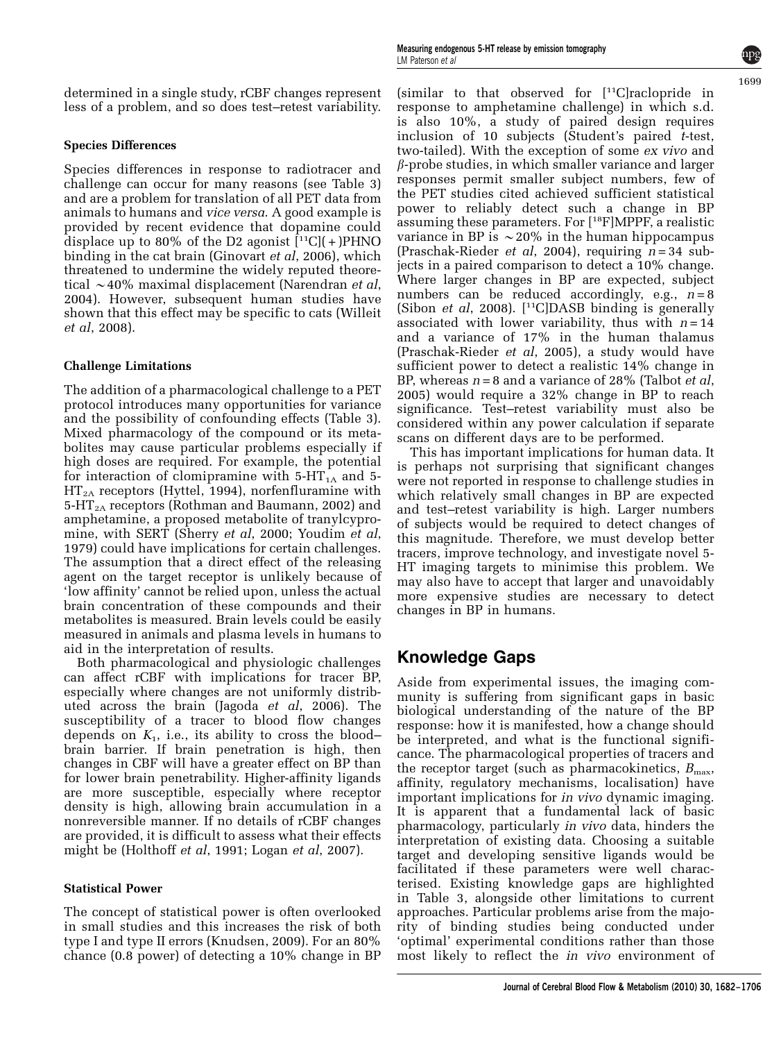determined in a single study, rCBF changes represent less of a problem, and so does test–retest variability.

### Species Differences

Species differences in response to radiotracer and challenge can occur for many reasons (see Table 3) and are a problem for translation of all PET data from animals to humans and *vice versa*. A good example is provided by recent evidence that dopamine could displace up to 80% of the D2 agonist [$^{11}$C](+)PHNO binding in the cat brain (Ginovart *et al*, 2006), which threatened to undermine the widely reputed theoretical ~40% maximal displacement (Narendran *et al*, 2004). However, subsequent human studies have shown that this effect may be specific to cats (Willeit *et al*, 2008).

### Challenge Limitations

The addition of a pharmacological challenge to a PET protocol introduces many opportunities for variance and the possibility of confounding effects (Table 3). Mixed pharmacology of the compound or its metabolites may cause particular problems especially if high doses are required. For example, the potential for interaction of clomipramine with 5-HT$_{1A}$ and 5-HT$_{2A}$ receptors (Hyttel, 1994), norfenfluramine with 5-HT$_{2A}$ receptors (Rothman and Baumann, 2002) and amphetamine, a proposed metabolite of tranylcypromine, with SERT (Sherry *et al*, 2000; Youdim *et al*, 1979) could have implications for certain challenges. The assumption that a direct effect of the releasing agent on the target receptor is unlikely because of 'low affinity' cannot be relied upon, unless the actual brain concentration of these compounds and their metabolites is measured. Brain levels could be easily measured in animals and plasma levels in humans to aid in the interpretation of results.

Both pharmacological and physiologic challenges can affect rCBF with implications for tracer BP, especially where changes are not uniformly distributed across the brain (Jagoda *et al*, 2006). The susceptibility of a tracer to blood flow changes depends on $K_1$, i.e., its ability to cross the blood–brain barrier. If brain penetration is high, then changes in CBF will have a greater effect on BP than for lower brain penetrability. Higher-affinity ligands are more susceptible, especially where receptor density is high, allowing brain accumulation in a nonreversible manner. If no details of rCBF changes are provided, it is difficult to assess what their effects might be (Holthoff *et al*, 1991; Logan *et al*, 2007).

### Statistical Power

The concept of statistical power is often overlooked in small studies and this increases the risk of both type I and type II errors (Knudsen, 2009). For an 80% chance (0.8 power) of detecting a 10% change in BP (similar to that observed for [$^{11}$C]raclopride in response to amphetamine challenge) in which s.d. is also 10%, a study of paired design requires inclusion of 10 subjects (Student's paired *t*-test, two-tailed). With the exception of some *ex vivo* and *β*-probe studies, in which smaller variance and larger responses permit smaller subject numbers, few of the PET studies cited achieved sufficient statistical power to reliably detect such a change in BP assuming these parameters. For [$^{18}$F]MPPF, a realistic variance in BP is ~20% in the human hippocampus (Praschak-Rieder *et al*, 2004), requiring $n = 34$ subjects in a paired comparison to detect a 10% change. Where larger changes in BP are expected, subject numbers can be reduced accordingly, e.g., $n = 8$ (Sibon *et al*, 2008). [$^{11}$C]DASB binding is generally associated with lower variability, thus with $n = 14$ and a variance of 17% in the human thalamus (Praschak-Rieder *et al*, 2005), a study would have sufficient power to detect a realistic 14% change in BP, whereas $n = 8$ and a variance of 28% (Talbot *et al*, 2005) would require a 32% change in BP to reach significance. Test–retest variability must also be considered within any power calculation if separate scans on different days are to be performed.

This has important implications for human data. It is perhaps not surprising that significant changes were not reported in response to challenge studies in which relatively small changes in BP are expected and test–retest variability is high. Larger numbers of subjects would be required to detect changes of this magnitude. Therefore, we must develop better tracers, improve technology, and investigate novel 5-HT imaging targets to minimise this problem. We may also have to accept that larger and unavoidably more expensive studies are necessary to detect changes in BP in humans.

## Knowledge Gaps

Aside from experimental issues, the imaging community is suffering from significant gaps in basic biological understanding of the nature of the BP response: how it is manifested, how a change should be interpreted, and what is the functional significance. The pharmacological properties of tracers and the receptor target (such as pharmacokinetics, $B_{max}$, affinity, regulatory mechanisms, localisation) have important implications for *in vivo* dynamic imaging. It is apparent that a fundamental lack of basic pharmacology, particularly *in vivo* data, hinders the interpretation of existing data. Choosing a suitable target and developing sensitive ligands would be facilitated if these parameters were well characterised. Existing knowledge gaps are highlighted in Table 3, alongside other limitations to current approaches. Particular problems arise from the majority of binding studies being conducted under 'optimal' experimental conditions rather than those most likely to reflect the *in vivo* environment of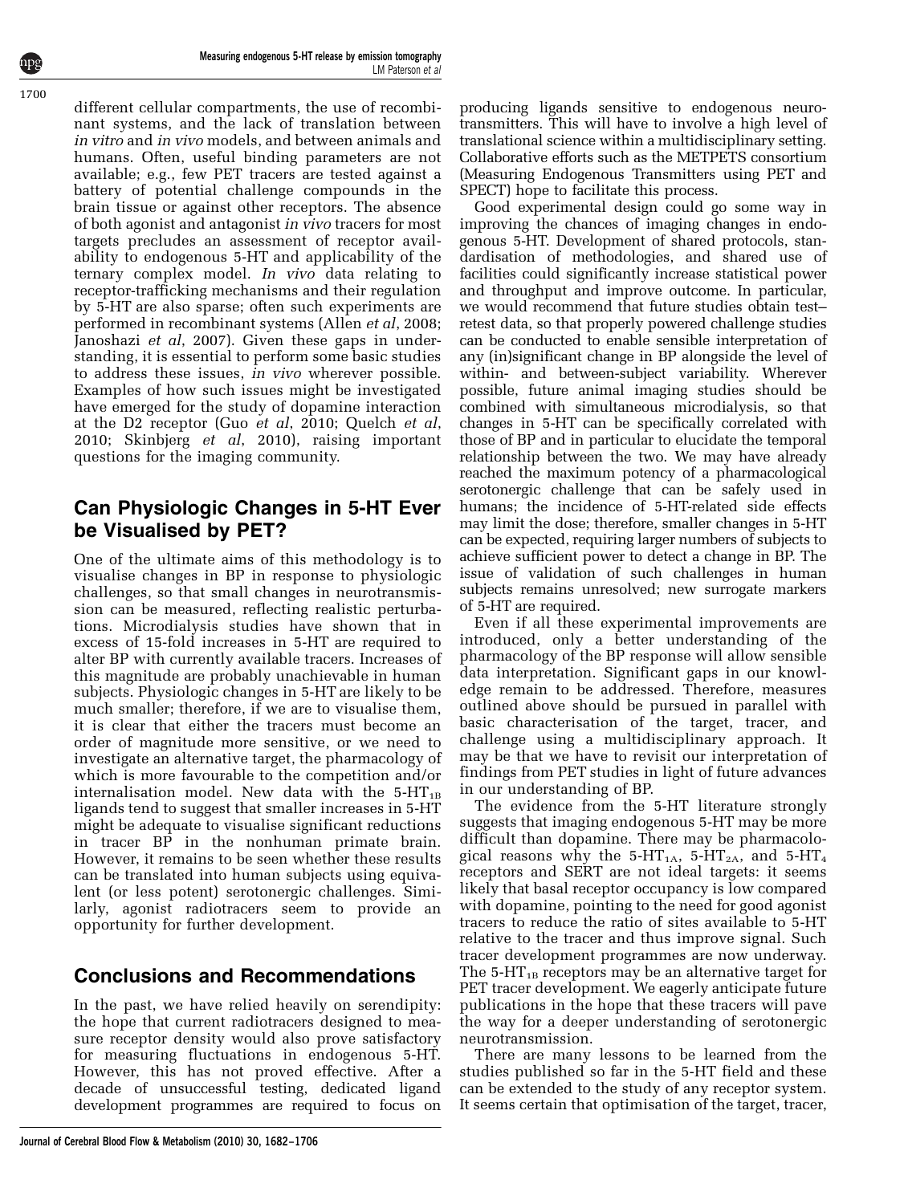different cellular compartments, the use of recombinant systems, and the lack of translation between *in vitro* and *in vivo* models, and between animals and humans. Often, useful binding parameters are not available; e.g., few PET tracers are tested against a battery of potential challenge compounds in the brain tissue or against other receptors. The absence of both agonist and antagonist *in vivo* tracers for most targets precludes an assessment of receptor availability to endogenous 5-HT and applicability of the ternary complex model. *In vivo* data relating to receptor-trafficking mechanisms and their regulation by 5-HT are also sparse; often such experiments are performed in recombinant systems (Allen *et al*, 2008; Janoshazi *et al*, 2007). Given these gaps in understanding, it is essential to perform some basic studies to address these issues, *in vivo* wherever possible. Examples of how such issues might be investigated have emerged for the study of dopamine interaction at the D2 receptor (Guo *et al*, 2010; Quelch *et al*, 2010; Skinbjerg *et al*, 2010), raising important questions for the imaging community.

## Can Physiologic Changes in 5-HT Ever be Visualised by PET?

One of the ultimate aims of this methodology is to visualise changes in BP in response to physiologic challenges, so that small changes in neurotransmission can be measured, reflecting realistic perturbations. Microdialysis studies have shown that in excess of 15-fold increases in 5-HT are required to alter BP with currently available tracers. Increases of this magnitude are probably unachievable in human subjects. Physiologic changes in 5-HT are likely to be much smaller; therefore, if we are to visualise them, it is clear that either the tracers must become an order of magnitude more sensitive, or we need to investigate an alternative target, the pharmacology of which is more favourable to the competition and/or internalisation model. New data with the 5-$HT_{1B}$ ligands tend to suggest that smaller increases in 5-HT might be adequate to visualise significant reductions in tracer BP in the nonhuman primate brain. However, it remains to be seen whether these results can be translated into human subjects using equivalent (or less potent) serotonergic challenges. Similarly, agonist radiotracers seem to provide an opportunity for further development.

## Conclusions and Recommendations

In the past, we have relied heavily on serendipity: the hope that current radiotracers designed to measure receptor density would also prove satisfactory for measuring fluctuations in endogenous 5-HT. However, this has not proved effective. After a decade of unsuccessful testing, dedicated ligand development programmes are required to focus on producing ligands sensitive to endogenous neurotransmitters. This will have to involve a high level of translational science within a multidisciplinary setting. Collaborative efforts such as the METPETS consortium (Measuring Endogenous Transmitters using PET and SPECT) hope to facilitate this process.

Good experimental design could go some way in improving the chances of imaging changes in endogenous 5-HT. Development of shared protocols, standardisation of methodologies, and shared use of facilities could significantly increase statistical power and throughput and improve outcome. In particular, we would recommend that future studies obtain test–retest data, so that properly powered challenge studies can be conducted to enable sensible interpretation of any (in)significant change in BP alongside the level of within- and between-subject variability. Wherever possible, future animal imaging studies should be combined with simultaneous microdialysis, so that changes in 5-HT can be specifically correlated with those of BP and in particular to elucidate the temporal relationship between the two. We may have already reached the maximum potency of a pharmacological serotonergic challenge that can be safely used in humans; the incidence of 5-HT-related side effects may limit the dose; therefore, smaller changes in 5-HT can be expected, requiring larger numbers of subjects to achieve sufficient power to detect a change in BP. The issue of validation of such challenges in human subjects remains unresolved; new surrogate markers of 5-HT are required.

Even if all these experimental improvements are introduced, only a better understanding of the pharmacology of the BP response will allow sensible data interpretation. Significant gaps in our knowledge remain to be addressed. Therefore, measures outlined above should be pursued in parallel with basic characterisation of the target, tracer, and challenge using a multidisciplinary approach. It may be that we have to revisit our interpretation of findings from PET studies in light of future advances in our understanding of BP.

The evidence from the 5-HT literature strongly suggests that imaging endogenous 5-HT may be more difficult than dopamine. There may be pharmacological reasons why the 5-$HT_{1A}$, 5-$HT_{2A}$, and 5-$HT_4$ receptors and SERT are not ideal targets: it seems likely that basal receptor occupancy is low compared with dopamine, pointing to the need for good agonist tracers to reduce the ratio of sites available to 5-HT relative to the tracer and thus improve signal. Such tracer development programmes are now underway. The 5-$HT_{1B}$ receptors may be an alternative target for PET tracer development. We eagerly anticipate future publications in the hope that these tracers will pave the way for a deeper understanding of serotonergic neurotransmission.

There are many lessons to be learned from the studies published so far in the 5-HT field and these can be extended to the study of any receptor system. It seems certain that optimisation of the target, tracer,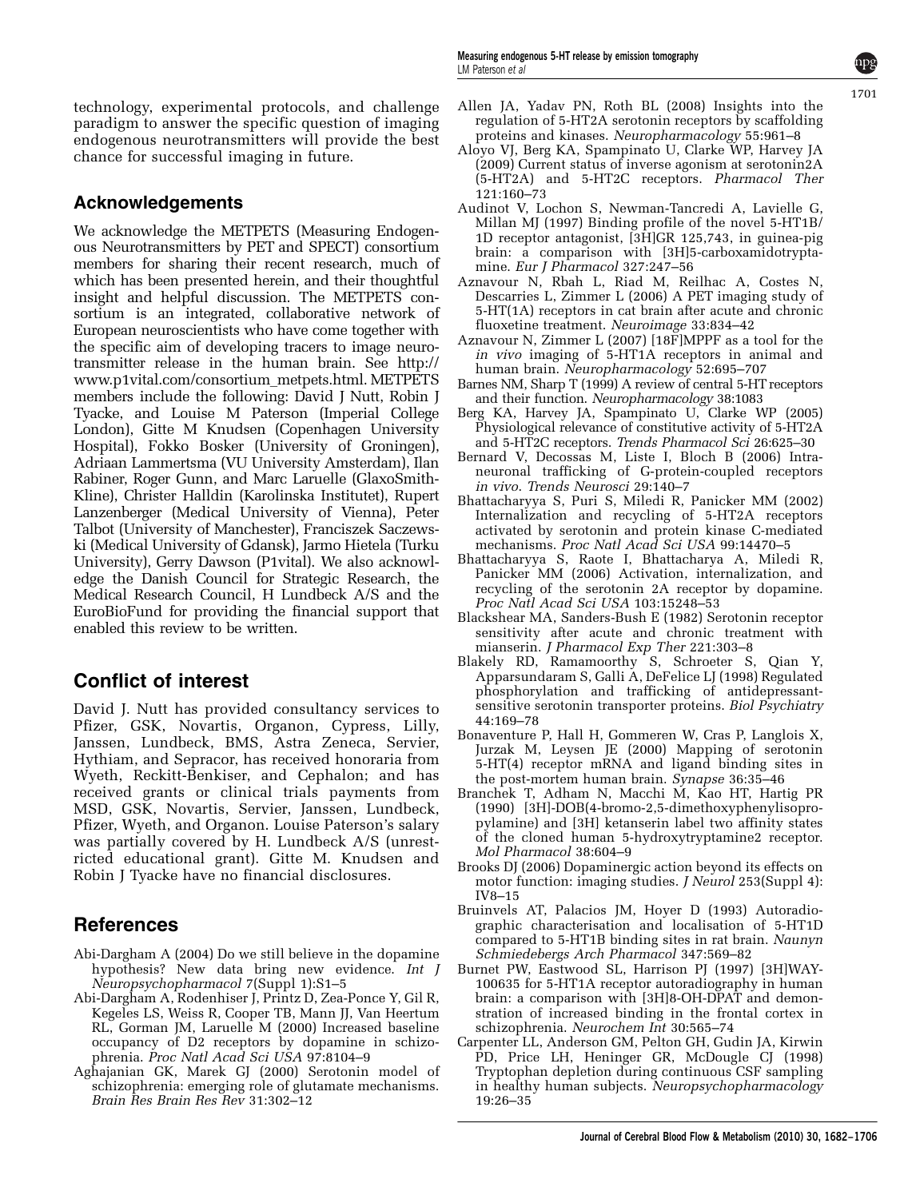technology, experimental protocols, and challenge paradigm to answer the specific question of imaging endogenous neurotransmitters will provide the best chance for successful imaging in future.

## Acknowledgements

We acknowledge the METPETS (Measuring Endogenous Neurotransmitters by PET and SPECT) consortium members for sharing their recent research, much of which has been presented herein, and their thoughtful insight and helpful discussion. The METPETS consortium is an integrated, collaborative network of European neuroscientists who have come together with the specific aim of developing tracers to image neurotransmitter release in the human brain. See http://www.p1vital.com/consortium_metpets.html. METPETS members include the following: David J Nutt, Robin J Tyacke, and Louise M Paterson (Imperial College London), Gitte M Knudsen (Copenhagen University Hospital), Fokko Bosker (University of Groningen), Adriaan Lammertsma (VU University Amsterdam), Ilan Rabiner, Roger Gunn, and Marc Laruelle (GlaxoSmithKline), Christer Halldin (Karolinska Institutet), Rupert Lanzenberger (Medical University of Vienna), Peter Talbot (University of Manchester), Franciszek Saczewski (Medical University of Gdansk), Jarmo Hietela (Turku University), Gerry Dawson (P1vital). We also acknowledge the Danish Council for Strategic Research, the Medical Research Council, H Lundbeck A/S and the EuroBioFund for providing the financial support that enabled this review to be written.

## Conflict of interest

David J. Nutt has provided consultancy services to Pfizer, GSK, Novartis, Organon, Cypress, Lilly, Janssen, Lundbeck, BMS, Astra Zeneca, Servier, Hythiam, and Sepracor, has received honoraria from Wyeth, Reckitt-Benkiser, and Cephalon; and has received grants or clinical trials payments from MSD, GSK, Novartis, Servier, Janssen, Lundbeck, Pfizer, Wyeth, and Organon. Louise Paterson's salary was partially covered by H. Lundbeck A/S (unrestricted educational grant). Gitte M. Knudsen and Robin J Tyacke have no financial disclosures.

## References

Abi-Dargham A (2004) Do we still believe in the dopamine hypothesis? New data bring new evidence. *Int J Neuropsychopharmacol* 7(Suppl 1):S1–5

Abi-Dargham A, Rodenhiser J, Printz D, Zea-Ponce Y, Gil R, Kegeles LS, Weiss R, Cooper TB, Mann JJ, Van Heertum RL, Gorman JM, Laruelle M (2000) Increased baseline occupancy of D2 receptors by dopamine in schizophrenia. *Proc Natl Acad Sci USA* 97:8104–9

Aghajanian GK, Marek GJ (2000) Serotonin model of schizophrenia: emerging role of glutamate mechanisms. *Brain Res Brain Res Rev* 31:302–12

Allen JA, Yadav PN, Roth BL (2008) Insights into the regulation of 5-HT2A serotonin receptors by scaffolding proteins and kinases. *Neuropharmacology* 55:961–8

Aloyo VJ, Berg KA, Spampinato U, Clarke WP, Harvey JA (2009) Current status of inverse agonism at serotonin2A (5-HT2A) and 5-HT2C receptors. *Pharmacol Ther* 121:160–73

Audinot V, Lochon S, Newman-Tancredi A, Lavielle G, Millan MJ (1997) Binding profile of the novel 5-HT1B/1D receptor antagonist, [3H]GR 125,743, in guinea-pig brain: a comparison with [3H]5-carboxamidotryptamine. *Eur J Pharmacol* 327:247–56

Aznavour N, Rbah L, Riad M, Reilhac A, Costes N, Descarries L, Zimmer L (2006) A PET imaging study of 5-HT(1A) receptors in cat brain after acute and chronic fluoxetine treatment. *Neuroimage* 33:834–42

Aznavour N, Zimmer L (2007) [18F]MPPF as a tool for the *in vivo* imaging of 5-HT1A receptors in animal and human brain. *Neuropharmacology* 52:695–707

Barnes NM, Sharp T (1999) A review of central 5-HT receptors and their function. *Neuropharmacology* 38:1083

Berg KA, Harvey JA, Spampinato U, Clarke WP (2005) Physiological relevance of constitutive activity of 5-HT2A and 5-HT2C receptors. *Trends Pharmacol Sci* 26:625–30

Bernard V, Decossas M, Liste I, Bloch B (2006) Intraneuronal trafficking of G-protein-coupled receptors *in vivo*. *Trends Neurosci* 29:140–7

Bhattacharyya S, Puri S, Miledi R, Panicker MM (2002) Internalization and recycling of 5-HT2A receptors activated by serotonin and protein kinase C-mediated mechanisms. *Proc Natl Acad Sci USA* 99:14470–5

Bhattacharyya S, Raote I, Bhattacharya A, Miledi R, Panicker MM (2006) Activation, internalization, and recycling of the serotonin 2A receptor by dopamine. *Proc Natl Acad Sci USA* 103:15248–53

Blackshear MA, Sanders-Bush E (1982) Serotonin receptor sensitivity after acute and chronic treatment with mianserin. *J Pharmacol Exp Ther* 221:303–8

Blakely RD, Ramamoorthy S, Schroeter S, Qian Y, Apparsundaram S, Galli A, DeFelice LJ (1998) Regulated phosphorylation and trafficking of antidepressant-sensitive serotonin transporter proteins. *Biol Psychiatry* 44:169–78

Bonaventure P, Hall H, Gommeren W, Cras P, Langlois X, Jurzak M, Leysen JE (2000) Mapping of serotonin 5-HT(4) receptor mRNA and ligand binding sites in the post-mortem human brain. *Synapse* 36:35–46

Branchek T, Adham N, Macchi M, Kao HT, Hartig PR (1990) [3H]-DOB(4-bromo-2,5-dimethoxyphenylisopropylamine) and [3H] ketanserin label two affinity states of the cloned human 5-hydroxytryptamine2 receptor. *Mol Pharmacol* 38:604–9

Brooks DJ (2006) Dopaminergic action beyond its effects on motor function: imaging studies. *J Neurol* 253(Suppl 4): IV8–15

Bruinvels AT, Palacios JM, Hoyer D (1993) Autoradiographic characterisation and localisation of 5-HT1D compared to 5-HT1B binding sites in rat brain. *Naunyn Schmiedebergs Arch Pharmacol* 347:569–82

Burnet PW, Eastwood SL, Harrison PJ (1997) [3H]WAY-100635 for 5-HT1A receptor autoradiography in human brain: a comparison with [3H]8-OH-DPAT and demonstration of increased binding in the frontal cortex in schizophrenia. *Neurochem Int* 30:565–74

Carpenter LL, Anderson GM, Pelton GH, Gudin JA, Kirwin PD, Price LH, Heninger GR, McDougle CJ (1998) Tryptophan depletion during continuous CSF sampling in healthy human subjects. *Neuropsychopharmacology* 19:26–35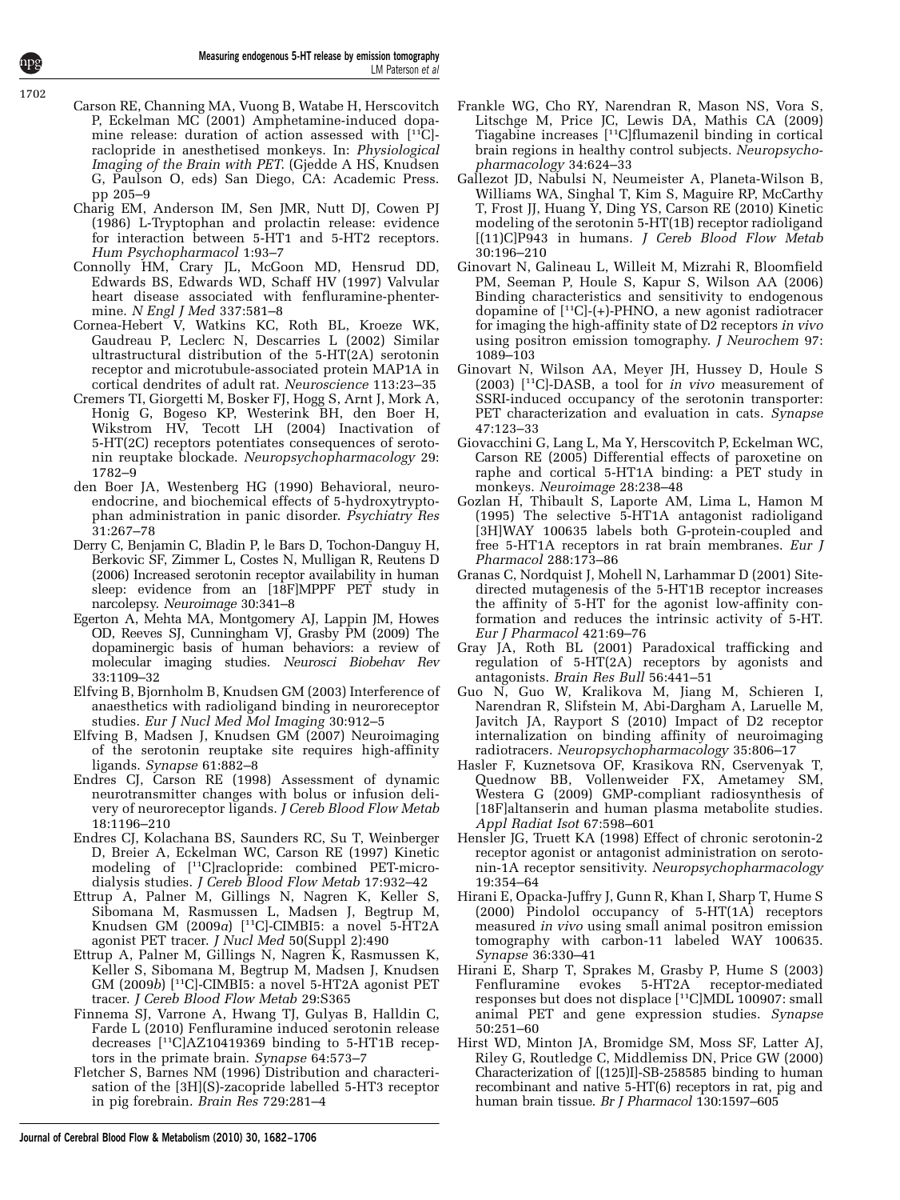Carson RE, Channing MA, Vuong B, Watabe H, Herscovitch P, Eckelman MC (2001) Amphetamine-induced dopamine release: duration of action assessed with [$^{11}$C]-raclopride in anesthetised monkeys. In: *Physiological Imaging of the Brain with PET*. (Gjedde A HS, Knudsen G, Paulson O, eds) San Diego, CA: Academic Press. pp 205–9

Charig EM, Anderson IM, Sen JMR, Nutt DJ, Cowen PJ (1986) L-Tryptophan and prolactin release: evidence for interaction between 5-HT1 and 5-HT2 receptors. *Hum Psychopharmacol* 1:93–7

Connolly HM, Crary JL, McGoon MD, Hensrud DD, Edwards BS, Edwards WD, Schaff HV (1997) Valvular heart disease associated with fenfluramine-phentermine. *N Engl J Med* 337:581–8

Cornea-Hebert V, Watkins KC, Roth BL, Kroeze WK, Gaudreau P, Leclerc N, Descarries L (2002) Similar ultrastructural distribution of the 5-HT(2A) serotonin receptor and microtubule-associated protein MAP1A in cortical dendrites of adult rat. *Neuroscience* 113:23–35

Cremers TI, Giorgetti M, Bosker FJ, Hogg S, Arnt J, Mork A, Honig G, Bogeso KP, Westerink BH, den Boer H, Wikstrom HV, Tecott LH (2004) Inactivation of 5-HT(2C) receptors potentiates consequences of serotonin reuptake blockade. *Neuropsychopharmacology* 29: 1782–9

den Boer JA, Westenberg HG (1990) Behavioral, neuroendocrine, and biochemical effects of 5-hydroxytryptophan administration in panic disorder. *Psychiatry Res* 31:267–78

Derry C, Benjamin C, Bladin P, le Bars D, Tochon-Danguy H, Berkovic SF, Zimmer L, Costes N, Mulligan R, Reutens D (2006) Increased serotonin receptor availability in human sleep: evidence from an [18F]MPPF PET study in narcolepsy. *Neuroimage* 30:341–8

Egerton A, Mehta MA, Montgomery AJ, Lappin JM, Howes OD, Reeves SJ, Cunningham VJ, Grasby PM (2009) The dopaminergic basis of human behaviors: a review of molecular imaging studies. *Neurosci Biobehav Rev* 33:1109–32

Elfving B, Bjornholm B, Knudsen GM (2003) Interference of anaesthetics with radioligand binding in neuroreceptor studies. *Eur J Nucl Med Mol Imaging* 30:912–5

Elfving B, Madsen J, Knudsen GM (2007) Neuroimaging of the serotonin reuptake site requires high-affinity ligands. *Synapse* 61:882–8

Endres CJ, Carson RE (1998) Assessment of dynamic neurotransmitter changes with bolus or infusion delivery of neuroreceptor ligands. *J Cereb Blood Flow Metab* 18:1196–210

Endres CJ, Kolachana BS, Saunders RC, Su T, Weinberger D, Breier A, Eckelman WC, Carson RE (1997) Kinetic modeling of [$^{11}$C]raclopride: combined PET-microdialysis studies. *J Cereb Blood Flow Metab* 17:932–42

Ettrup A, Palner M, Gillings N, Nagren K, Keller S, Sibomana M, Rasmussen L, Madsen J, Begtrup M, Knudsen GM (2009*a*) [$^{11}$C]-CIMBI5: a novel 5-HT2A agonist PET tracer. *J Nucl Med* 50(Suppl 2):490

Ettrup A, Palner M, Gillings N, Nagren K, Rasmussen K, Keller S, Sibomana M, Begtrup M, Madsen J, Knudsen GM (2009*b*) [$^{11}$C]-CIMBI5: a novel 5-HT2A agonist PET tracer. *J Cereb Blood Flow Metab* 29:S365

Finnema SJ, Varrone A, Hwang TJ, Gulyas B, Halldin C, Farde L (2010) Fenfluramine induced serotonin release decreases [$^{11}$C]AZ10419369 binding to 5-HT1B receptors in the primate brain. *Synapse* 64:573–7

Fletcher S, Barnes NM (1996) Distribution and characterisation of the [3H](S)-zacopride labelled 5-HT3 receptor in pig forebrain. *Brain Res* 729:281–4

Frankle WG, Cho RY, Narendran R, Mason NS, Vora S, Litschge M, Price JC, Lewis DA, Mathis CA (2009) Tiagabine increases [$^{11}$C]flumazenil binding in cortical brain regions in healthy control subjects. *Neuropsychopharmacology* 34:624–33

Gallezot JD, Nabulsi N, Neumeister A, Planeta-Wilson B, Williams WA, Singhal T, Kim S, Maguire RP, McCarthy T, Frost JJ, Huang Y, Ding YS, Carson RE (2010) Kinetic modeling of the serotonin 5-HT(1B) receptor radioligand [(11)C]P943 in humans. *J Cereb Blood Flow Metab* 30:196–210

Ginovart N, Galineau L, Willeit M, Mizrahi R, Bloomfield PM, Seeman P, Houle S, Kapur S, Wilson AA (2006) Binding characteristics and sensitivity to endogenous dopamine of [$^{11}$C]-(+)-PHNO, a new agonist radiotracer for imaging the high-affinity state of D2 receptors *in vivo* using positron emission tomography. *J Neurochem* 97: 1089–103

Ginovart N, Wilson AA, Meyer JH, Hussey D, Houle S (2003) [$^{11}$C]-DASB, a tool for *in vivo* measurement of SSRI-induced occupancy of the serotonin transporter: PET characterization and evaluation in cats. *Synapse* 47:123–33

Giovacchini G, Lang L, Ma Y, Herscovitch P, Eckelman WC, Carson RE (2005) Differential effects of paroxetine on raphe and cortical 5-HT1A binding: a PET study in monkeys. *Neuroimage* 28:238–48

Gozlan H, Thibault S, Laporte AM, Lima L, Hamon M (1995) The selective 5-HT1A antagonist radioligand [3H]WAY 100635 labels both G-protein-coupled and free 5-HT1A receptors in rat brain membranes. *Eur J Pharmacol* 288:173–86

Granas C, Nordquist J, Mohell N, Larhammar D (2001) Site-directed mutagenesis of the 5-HT1B receptor increases the affinity of 5-HT for the agonist low-affinity conformation and reduces the intrinsic activity of 5-HT. *Eur J Pharmacol* 421:69–76

Gray JA, Roth BL (2001) Paradoxical trafficking and regulation of 5-HT(2A) receptors by agonists and antagonists. *Brain Res Bull* 56:441–51

Guo N, Guo W, Kralikova M, Jiang M, Schieren I, Narendran R, Slifstein M, Abi-Dargham A, Laruelle M, Javitch JA, Rayport S (2010) Impact of D2 receptor internalization on binding affinity of neuroimaging radiotracers. *Neuropsychopharmacology* 35:806–17

Hasler F, Kuznetsova OF, Krasikova RN, Cservenyak T, Quednow BB, Vollenweider FX, Ametamey SM, Westera G (2009) GMP-compliant radiosynthesis of [18F]altanserin and human plasma metabolite studies. *Appl Radiat Isot* 67:598–601

Hensler JG, Truett KA (1998) Effect of chronic serotonin-2 receptor agonist or antagonist administration on serotonin-1A receptor sensitivity. *Neuropsychopharmacology* 19:354–64

Hirani E, Opacka-Juffry J, Gunn R, Khan I, Sharp T, Hume S (2000) Pindolol occupancy of 5-HT(1A) receptors measured *in vivo* using small animal positron emission tomography with carbon-11 labeled WAY 100635. *Synapse* 36:330–41

Hirani E, Sharp T, Sprakes M, Grasby P, Hume S (2003) Fenfluramine evokes 5-HT2A receptor-mediated responses but does not displace [$^{11}$C]MDL 100907: small animal PET and gene expression studies. *Synapse* 50:251–60

Hirst WD, Minton JA, Bromidge SM, Moss SF, Latter AJ, Riley G, Routledge C, Middlemiss DN, Price GW (2000) Characterization of [(125)I]-SB-258585 binding to human recombinant and native 5-HT(6) receptors in rat, pig and human brain tissue. *Br J Pharmacol* 130:1597–605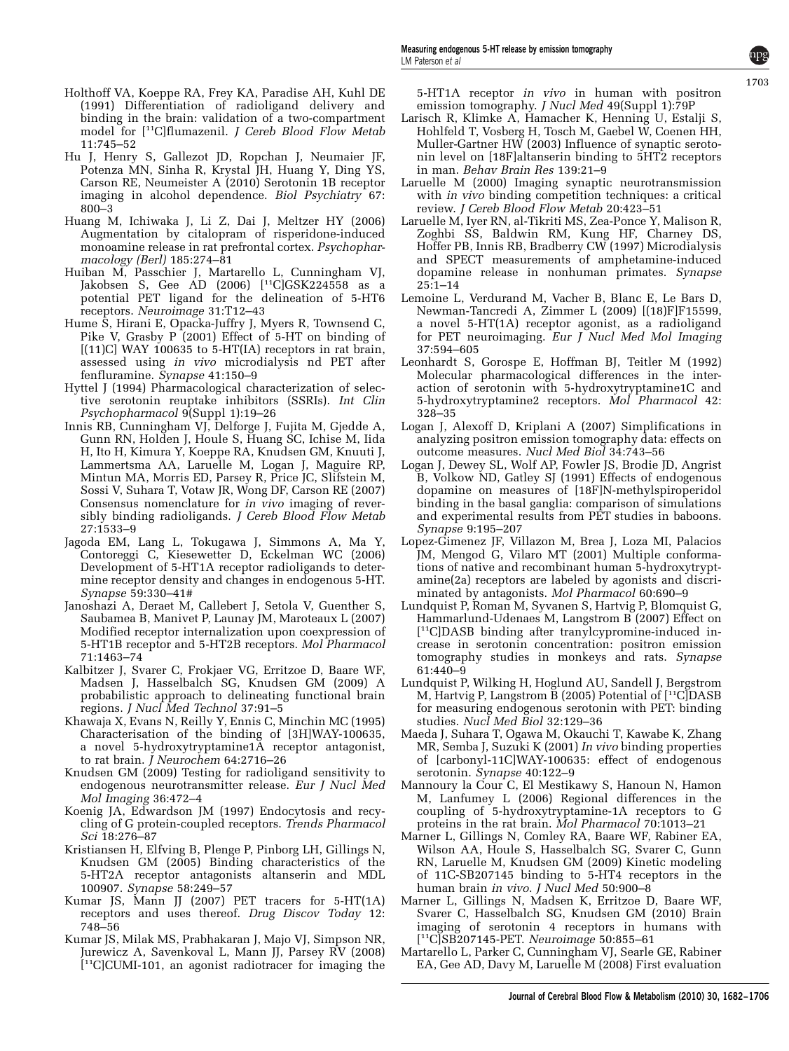Holthoff VA, Koeppe RA, Frey KA, Paradise AH, Kuhl DE (1991) Differentiation of radioligand delivery and binding in the brain: validation of a two-compartment model for [$^{11}$C]flumazenil. *J Cereb Blood Flow Metab* 11:745–52

Hu J, Henry S, Gallezot JD, Ropchan J, Neumaier JF, Potenza MN, Sinha R, Krystal JH, Huang Y, Ding YS, Carson RE, Neumeister A (2010) Serotonin 1B receptor imaging in alcohol dependence. *Biol Psychiatry* 67: 800–3

Huang M, Ichiwaka J, Li Z, Dai J, Meltzer HY (2006) Augmentation by citalopram of risperidone-induced monoamine release in rat prefrontal cortex. *Psychopharmacology (Berl)* 185:274–81

Huiban M, Passchier J, Martarello L, Cunningham VJ, Jakobsen S, Gee AD (2006) [$^{11}$C]GSK224558 as a potential PET ligand for the delineation of 5-HT6 receptors. *Neuroimage* 31:T12–43

Hume S, Hirani E, Opacka-Juffry J, Myers R, Townsend C, Pike V, Grasby P (2001) Effect of 5-HT on binding of [(11)C] WAY 100635 to 5-HT(IA) receptors in rat brain, assessed using *in vivo* microdialysis nd PET after fenfluramine. *Synapse* 41:150–9

Hyttel J (1994) Pharmacological characterization of selective serotonin reuptake inhibitors (SSRIs). *Int Clin Psychopharmacol* 9(Suppl 1):19–26

Innis RB, Cunningham VJ, Delforge J, Fujita M, Gjedde A, Gunn RN, Holden J, Houle S, Huang SC, Ichise M, Iida H, Ito H, Kimura Y, Koeppe RA, Knudsen GM, Knuuti J, Lammertsma AA, Laruelle M, Logan J, Maguire RP, Mintun MA, Morris ED, Parsey R, Price JC, Slifstein M, Sossi V, Suhara T, Votaw JR, Wong DF, Carson RE (2007) Consensus nomenclature for *in vivo* imaging of reversibly binding radioligands. *J Cereb Blood Flow Metab* 27:1533–9

Jagoda EM, Lang L, Tokugawa J, Simmons A, Ma Y, Contoreggi C, Kiesewetter D, Eckelman WC (2006) Development of 5-HT1A receptor radioligands to determine receptor density and changes in endogenous 5-HT. *Synapse* 59:330–41#

Janoshazi A, Deraet M, Callebert J, Setola V, Guenther S, Saubamea B, Manivet P, Launay JM, Maroteaux L (2007) Modified receptor internalization upon coexpression of 5-HT1B receptor and 5-HT2B receptors. *Mol Pharmacol* 71:1463–74

Kalbitzer J, Svarer C, Frokjaer VG, Erritzoe D, Baare WF, Madsen J, Hasselbalch SG, Knudsen GM (2009) A probabilistic approach to delineating functional brain regions. *J Nucl Med Technol* 37:91–5

Khawaja X, Evans N, Reilly Y, Ennis C, Minchin MC (1995) Characterisation of the binding of [3H]WAY-100635, a novel 5-hydroxytryptamine1A receptor antagonist, to rat brain. *J Neurochem* 64:2716–26

Knudsen GM (2009) Testing for radioligand sensitivity to endogenous neurotransmitter release. *Eur J Nucl Med Mol Imaging* 36:472–4

Koenig JA, Edwardson JM (1997) Endocytosis and recycling of G protein-coupled receptors. *Trends Pharmacol Sci* 18:276–87

Kristiansen H, Elfving B, Plenge P, Pinborg LH, Gillings N, Knudsen GM (2005) Binding characteristics of the 5-HT2A receptor antagonists altanserin and MDL 100907. *Synapse* 58:249–57

Kumar JS, Mann JJ (2007) PET tracers for 5-HT(1A) receptors and uses thereof. *Drug Discov Today* 12: 748–56

Kumar JS, Milak MS, Prabhakaran J, Majo VJ, Simpson NR, Jurewicz A, Savenkoval L, Mann JJ, Parsey RV (2008) [$^{11}$C]CUMI-101, an agonist radiotracer for imaging the 5-HT1A receptor *in vivo* in human with positron emission tomography. *J Nucl Med* 49(Suppl 1):79P

Larisch R, Klimke A, Hamacher K, Henning U, Estalji S, Hohlfeld T, Vosberg H, Tosch M, Gaebel W, Coenen HH, Muller-Gartner HW (2003) Influence of synaptic serotonin level on [18F]altanserin binding to 5HT2 receptors in man. *Behav Brain Res* 139:21–9

Laruelle M (2000) Imaging synaptic neurotransmission with *in vivo* binding competition techniques: a critical review. *J Cereb Blood Flow Metab* 20:423–51

Laruelle M, Iyer RN, al-Tikriti MS, Zea-Ponce Y, Malison R, Zoghbi SS, Baldwin RM, Kung HF, Charney DS, Hoffer PB, Innis RB, Bradberry CW (1997) Microdialysis and SPECT measurements of amphetamine-induced dopamine release in nonhuman primates. *Synapse* 25:1–14

Lemoine L, Verdurand M, Vacher B, Blanc E, Le Bars D, Newman-Tancredi A, Zimmer L (2009) [(18)F]F15599, a novel 5-HT(1A) receptor agonist, as a radioligand for PET neuroimaging. *Eur J Nucl Med Mol Imaging* 37:594–605

Leonhardt S, Gorospe E, Hoffman BJ, Teitler M (1992) Molecular pharmacological differences in the interaction of serotonin with 5-hydroxytryptamine1C and 5-hydroxytryptamine2 receptors. *Mol Pharmacol* 42: 328–35

Logan J, Alexoff D, Kriplani A (2007) Simplifications in analyzing positron emission tomography data: effects on outcome measures. *Nucl Med Biol* 34:743–56

Logan J, Dewey SL, Wolf AP, Fowler JS, Brodie JD, Angrist B, Volkow ND, Gatley SJ (1991) Effects of endogenous dopamine on measures of [18F]N-methylspiroperidol binding in the basal ganglia: comparison of simulations and experimental results from PET studies in baboons. *Synapse* 9:195–207

Lopez-Gimenez JF, Villazon M, Brea J, Loza MI, Palacios JM, Mengod G, Vilaro MT (2001) Multiple conformations of native and recombinant human 5-hydroxytryptamine(2a) receptors are labeled by agonists and discriminated by antagonists. *Mol Pharmacol* 60:690–9

Lundquist P, Roman M, Syvanen S, Hartvig P, Blomquist G, Hammarlund-Udenaes M, Langstrom B (2007) Effect on [$^{11}$C]DASB binding after tranylcypromine-induced increase in serotonin concentration: positron emission tomography studies in monkeys and rats. *Synapse* 61:440–9

Lundquist P, Wilking H, Hoglund AU, Sandell J, Bergstrom M, Hartvig P, Langstrom B (2005) Potential of [$^{11}$C]DASB for measuring endogenous serotonin with PET: binding studies. *Nucl Med Biol* 32:129–36

Maeda J, Suhara T, Ogawa M, Okauchi T, Kawabe K, Zhang MR, Semba J, Suzuki K (2001) *In vivo* binding properties of [carbonyl-11C]WAY-100635: effect of endogenous serotonin. *Synapse* 40:122–9

Mannoury la Cour C, El Mestikawy S, Hanoun N, Hamon M, Lanfumey L (2006) Regional differences in the coupling of 5-hydroxytryptamine-1A receptors to G proteins in the rat brain. *Mol Pharmacol* 70:1013–21

Marner L, Gillings N, Comley RA, Baare WF, Rabiner EA, Wilson AA, Houle S, Hasselbalch SG, Svarer C, Gunn RN, Laruelle M, Knudsen GM (2009) Kinetic modeling of 11C-SB207145 binding to 5-HT4 receptors in the human brain *in vivo*. *J Nucl Med* 50:900–8

Marner L, Gillings N, Madsen K, Erritzoe D, Baare WF, Svarer C, Hasselbalch SG, Knudsen GM (2010) Brain imaging of serotonin 4 receptors in humans with [$^{11}$C]SB207145-PET. *Neuroimage* 50:855–61

Martarello L, Parker C, Cunningham VJ, Searle GE, Rabiner EA, Gee AD, Davy M, Laruelle M (2008) First evaluation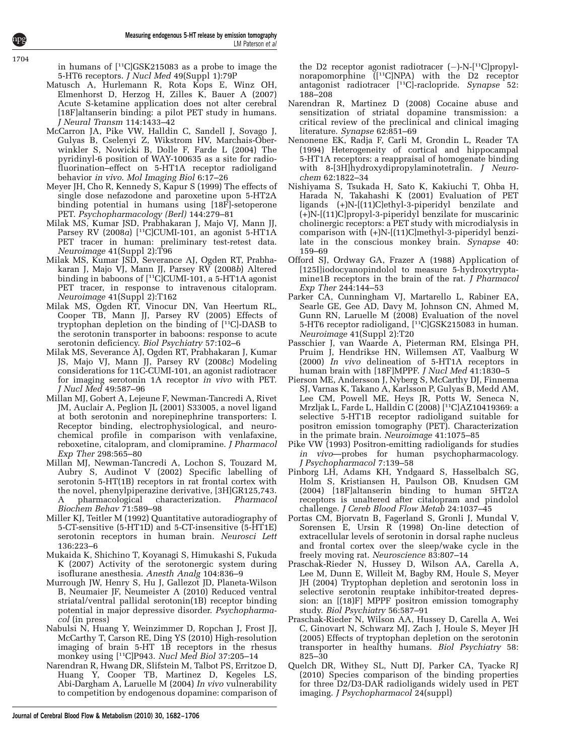in humans of [$^{11}$C]GSK215083 as a probe to image the 5-HT6 receptors. *J Nucl Med* 49(Suppl 1):79P

Matusch A, Hurlemann R, Rota Kops E, Winz OH, Elmenhorst D, Herzog H, Zilles K, Bauer A (2007) Acute S-ketamine application does not alter cerebral [18F]altanserin binding: a pilot PET study in humans. *J Neural Transm* 114:1433–42

McCarron JA, Pike VW, Halldin C, Sandell J, Sovago J, Gulyas B, Cselenyi Z, Wikstrom HV, Marchais-Oberwinkler S, Nowicki B, Dolle F, Farde L (2004) The pyridinyl-6 position of WAY-100635 as a site for radiofluorination–effect on 5-HT1A receptor radioligand behavior *in vivo*. *Mol Imaging Biol* 6:17–26

Meyer JH, Cho R, Kennedy S, Kapur S (1999) The effects of single dose nefazodone and paroxetine upon 5-HT2A binding potential in humans using [18F]-setoperone PET. *Psychopharmacology (Berl)* 144:279–81

Milak MS, Kumar JSD, Prabhakaran J, Majo VJ, Mann JJ, Parsey RV (2008*a*) [$^{11}$C]CUMI-101, an agonist 5-HT1A PET tracer in human: preliminary test-retest data. *Neuroimage* 41(Suppl 2):T96

Milak MS, Kumar JSD, Severance AJ, Ogden RT, Prabhakaran J, Majo VJ, Mann JJ, Parsey RV (2008*b*) Altered binding in baboons of [$^{11}$C]CUMI-101, a 5-HT1A agonist PET tracer, in response to intravenous citalopram. *Neuroimage* 41(Suppl 2):T162

Milak MS, Ogden RT, Vinocur DN, Van Heertum RL, Cooper TB, Mann JJ, Parsey RV (2005) Effects of tryptophan depletion on the binding of [$^{11}$C]-DASB to the serotonin transporter in baboons: response to acute serotonin deficiency. *Biol Psychiatry* 57:102–6

Milak MS, Severance AJ, Ogden RT, Prabhakaran J, Kumar JS, Majo VJ, Mann JJ, Parsey RV (2008*c*) Modeling considerations for 11C-CUMI-101, an agonist radiotracer for imaging serotonin 1A receptor *in vivo* with PET. *J Nucl Med* 49:587–96

Millan MJ, Gobert A, Lejeune F, Newman-Tancredi A, Rivet JM, Auclair A, Peglion JL (2001) S33005, a novel ligand at both serotonin and norepinephrine transporters: I. Receptor binding, electrophysiological, and neurochemical profile in comparison with venlafaxine, reboxetine, citalopram, and clomipramine. *J Pharmacol Exp Ther* 298:565–80

Millan MJ, Newman-Tancredi A, Lochon S, Touzard M, Aubry S, Audinot V (2002) Specific labelling of serotonin 5-HT(1B) receptors in rat frontal cortex with the novel, phenylpiperazine derivative, [3H]GR125,743. A pharmacological characterization. *Pharmacol Biochem Behav* 71:589–98

Miller KJ, Teitler M (1992) Quantitative autoradiography of 5-CT-sensitive (5-HT1D) and 5-CT-insensitive (5-HT1E) serotonin receptors in human brain. *Neurosci Lett* 136:223–6

Mukaida K, Shichino T, Koyanagi S, Himukashi S, Fukuda K (2007) Activity of the serotonergic system during isoflurane anesthesia. *Anesth Analg* 104:836–9

Murrough JW, Henry S, Hu J, Gallezot JD, Planeta-Wilson B, Neumaier JF, Neumeister A (2010) Reduced ventral striatal/ventral pallidal serotonin(1B) receptor binding potential in major depressive disorder. *Psychopharmacol* (in press)

Nabulsi N, Huang Y, Weinzimmer D, Ropchan J, Frost JJ, McCarthy T, Carson RE, Ding YS (2010) High-resolution imaging of brain 5-HT 1B receptors in the rhesus monkey using [$^{11}$C]P943. *Nucl Med Biol* 37:205–14

Narendran R, Hwang DR, Slifstein M, Talbot PS, Erritzoe D, Huang Y, Cooper TB, Martinez D, Kegeles LS, Abi-Dargham A, Laruelle M (2004) *In vivo* vulnerability to competition by endogenous dopamine: comparison of the D2 receptor agonist radiotracer (−)-N-[$^{11}$C]propyl-norapomorphine ([$^{11}$C]NPA) with the D2 receptor antagonist radiotracer [$^{11}$C]-raclopride. *Synapse* 52: 188–208

Narendran R, Martinez D (2008) Cocaine abuse and sensitization of striatal dopamine transmission: a critical review of the preclinical and clinical imaging literature. *Synapse* 62:851–69

Nenonene EK, Radja F, Carli M, Grondin L, Reader TA (1994) Heterogeneity of cortical and hippocampal 5-HT1A receptors: a reappraisal of homogenate binding with 8-[3H]hydroxydipropylaminotetralin. *J Neurochem* 62:1822–34

Nishiyama S, Tsukada H, Sato K, Kakiuchi T, Ohba H, Harada N, Takahashi K (2001) Evaluation of PET ligands (+)N-[(11)C]ethyl-3-piperidyl benzilate and (+)N-[(11)C]propyl-3-piperidyl benzilate for muscarinic cholinergic receptors: a PET study with microdialysis in comparison with (+)N-[(11)C]methyl-3-piperidyl benzilate in the conscious monkey brain. *Synapse* 40: 159–69

Offord SJ, Ordway GA, Frazer A (1988) Application of [125I]iodocyanopindolol to measure 5-hydroxytryptamine1B receptors in the brain of the rat. *J Pharmacol Exp Ther* 244:144–53

Parker CA, Cunningham VJ, Martarello L, Rabiner EA, Searle GE, Gee AD, Davy M, Johnson CN, Ahmed M, Gunn RN, Laruelle M (2008) Evaluation of the novel 5-HT6 receptor radioligand, [$^{11}$C]GSK215083 in human. *Neuroimage* 41(Suppl 2):T20

Passchier J, van Waarde A, Pieterman RM, Elsinga PH, Pruim J, Hendrikse HN, Willemsen AT, Vaalburg W (2000) *In vivo* delineation of 5-HT1A receptors in human brain with [18F]MPPF. *J Nucl Med* 41:1830–5

Pierson ME, Andersson J, Nyberg S, McCarthy DJ, Finnema SJ, Varnas K, Takano A, Karlsson P, Gulyas B, Medd AM, Lee CM, Powell ME, Heys JR, Potts W, Seneca N, Mrzljak L, Farde L, Halldin C (2008) [$^{11}$C]AZ10419369: a selective 5-HT1B receptor radioligand suitable for positron emission tomography (PET). Characterization in the primate brain. *Neuroimage* 41:1075–85

Pike VW (1993) Positron-emitting radioligands for studies *in vivo*—probes for human psychopharmacology. *J Psychopharmacol* 7:139–58

Pinborg LH, Adams KH, Yndgaard S, Hasselbalch SG, Holm S, Kristiansen H, Paulson OB, Knudsen GM (2004) [18F]altanserin binding to human 5HT2A receptors is unaltered after citalopram and pindolol challenge. *J Cereb Blood Flow Metab* 24:1037–45

Portas CM, Bjorvatn B, Fagerland S, Gronli J, Mundal V, Sorensen E, Ursin R (1998) On-line detection of extracellular levels of serotonin in dorsal raphe nucleus and frontal cortex over the sleep/wake cycle in the freely moving rat. *Neuroscience* 83:807–14

Praschak-Rieder N, Hussey D, Wilson AA, Carella A, Lee M, Dunn E, Willeit M, Bagby RM, Houle S, Meyer JH (2004) Tryptophan depletion and serotonin loss in selective serotonin reuptake inhibitor-treated depression: an [(18)F] MPPF positron emission tomography study. *Biol Psychiatry* 56:587–91

Praschak-Rieder N, Wilson AA, Hussey D, Carella A, Wei C, Ginovart N, Schwarz MJ, Zach J, Houle S, Meyer JH (2005) Effects of tryptophan depletion on the serotonin transporter in healthy humans. *Biol Psychiatry* 58: 825–30

Quelch DR, Withey SL, Nutt DJ, Parker CA, Tyacke RJ (2010) Species comparison of the binding properties for three D2/D3-DAR radioligands widely used in PET imaging. *J Psychopharmacol* 24(suppl)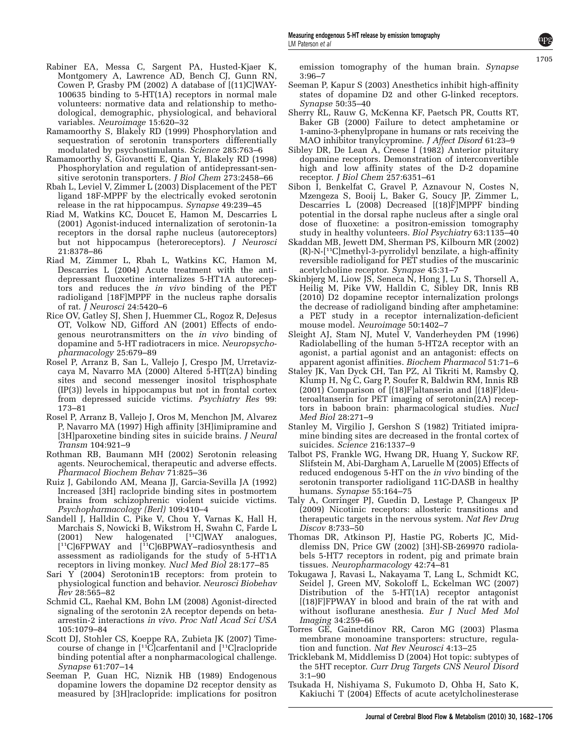Rabiner EA, Messa C, Sargent PA, Husted-Kjaer K, Montgomery A, Lawrence AD, Bench CJ, Gunn RN, Cowen P, Grasby PM (2002) A database of [(11)C]WAY-100635 binding to 5-HT(1A) receptors in normal male volunteers: normative data and relationship to methodological, demographic, physiological, and behavioral variables. *Neuroimage* 15:620–32

Ramamoorthy S, Blakely RD (1999) Phosphorylation and sequestration of serotonin transporters differentially modulated by psychostimulants. *Science* 285:763–6

Ramamoorthy S, Giovanetti E, Qian Y, Blakely RD (1998) Phosphorylation and regulation of antidepressant-sensitive serotonin transporters. *J Biol Chem* 273:2458–66

Rbah L, Leviel V, Zimmer L (2003) Displacement of the PET ligand 18F-MPPF by the electrically evoked serotonin release in the rat hippocampus. *Synapse* 49:239–45

Riad M, Watkins KC, Doucet E, Hamon M, Descarries L (2001) Agonist-induced internalization of serotonin-1a receptors in the dorsal raphe nucleus (autoreceptors) but not hippocampus (heteroreceptors). *J Neurosci* 21:8378–86

Riad M, Zimmer L, Rbah L, Watkins KC, Hamon M, Descarries L (2004) Acute treatment with the antidepressant fluoxetine internalizes 5-HT1A autoreceptors and reduces the *in vivo* binding of the PET radioligand [18F]MPPF in the nucleus raphe dorsalis of rat. *J Neurosci* 24:5420–6

Rice OV, Gatley SJ, Shen J, Huemmer CL, Rogoz R, DeJesus OT, Volkow ND, Gifford AN (2001) Effects of endogenous neurotransmitters on the *in vivo* binding of dopamine and 5-HT radiotracers in mice. *Neuropsychopharmacology* 25:679–89

Rosel P, Arranz B, San L, Vallejo J, Crespo JM, Urretavizcaya M, Navarro MA (2000) Altered 5-HT(2A) binding sites and second messenger inositol trisphosphate (IP(3)) levels in hippocampus but not in frontal cortex from depressed suicide victims. *Psychiatry Res* 99: 173–81

Rosel P, Arranz B, Vallejo J, Oros M, Menchon JM, Alvarez P, Navarro MA (1997) High affinity [3H]imipramine and [3H]paroxetine binding sites in suicide brains. *J Neural Transm* 104:921–9

Rothman RB, Baumann MH (2002) Serotonin releasing agents. Neurochemical, therapeutic and adverse effects. *Pharmacol Biochem Behav* 71:825–36

Ruiz J, Gabilondo AM, Meana JJ, Garcia-Sevilla JA (1992) Increased [3H] raclopride binding sites in postmortem brains from schizophrenic violent suicide victims. *Psychopharmacology (Berl)* 109:410–4

Sandell J, Halldin C, Pike V, Chou Y, Varnas K, Hall H, Marchais S, Nowicki B, Wikstrom H, Swahn C, Farde L (2001) New halogenated [$^{11}$C]WAY analogues, [$^{11}$C]6FPWAY and [$^{11}$C]6BPWAY–radiosynthesis and assessment as radioligands for the study of 5-HT1A receptors in living monkey. *Nucl Med Biol* 28:177–85

Sari Y (2004) Serotonin1B receptors: from protein to physiological function and behavior. *Neurosci Biobehav Rev* 28:565–82

Schmid CL, Raehal KM, Bohn LM (2008) Agonist-directed signaling of the serotonin 2A receptor depends on beta-arrestin-2 interactions *in vivo*. *Proc Natl Acad Sci USA* 105:1079–84

Scott DJ, Stohler CS, Koeppe RA, Zubieta JK (2007) Time-course of change in [$^{11}$C]carfentanil and [$^{11}$C]raclopride binding potential after a nonpharmacological challenge. *Synapse* 61:707–14

Seeman P, Guan HC, Niznik HB (1989) Endogenous dopamine lowers the dopamine D2 receptor density as measured by [3H]raclopride: implications for positron emission tomography of the human brain. *Synapse* 3:96–7

Seeman P, Kapur S (2003) Anesthetics inhibit high-affinity states of dopamine D2 and other G-linked receptors. *Synapse* 50:35–40

Sherry RL, Rauw G, McKenna KF, Paetsch PR, Coutts RT, Baker GB (2000) Failure to detect amphetamine or 1-amino-3-phenylpropane in humans or rats receiving the MAO inhibitor tranylcypromine. *J Affect Disord* 61:23–9

Sibley DR, De Lean A, Creese I (1982) Anterior pituitary dopamine receptors. Demonstration of interconvertible high and low affinity states of the D-2 dopamine receptor. *J Biol Chem* 257:6351–61

Sibon I, Benkelfat C, Gravel P, Aznavour N, Costes N, Mzengeza S, Booij L, Baker G, Soucy JP, Zimmer L, Descarries L (2008) Decreased [(18)F]MPPF binding potential in the dorsal raphe nucleus after a single oral dose of fluoxetine: a positron-emission tomography study in healthy volunteers. *Biol Psychiatry* 63:1135–40

Skaddan MB, Jewett DM, Sherman PS, Kilbourn MR (2002) (R)-N-[$^{11}$C]methyl-3-pyrrolidyl benzilate, a high-affinity reversible radioligand for PET studies of the muscarinic acetylcholine receptor. *Synapse* 45:31–7

Skinbjerg M, Liow JS, Seneca N, Hong J, Lu S, Thorsell A, Heilig M, Pike VW, Halldin C, Sibley DR, Innis RB (2010) D2 dopamine receptor internalization prolongs the decrease of radioligand binding after amphetamine: a PET study in a receptor internalization-deficient mouse model. *Neuroimage* 50:1402–7

Sleight AJ, Stam NJ, Mutel V, Vanderheyden PM (1996) Radiolabelling of the human 5-HT2A receptor with an agonist, a partial agonist and an antagonist: effects on apparent agonist affinities. *Biochem Pharmacol* 51:71–6

Staley JK, Van Dyck CH, Tan PZ, Al Tikriti M, Ramsby Q, Klump H, Ng C, Garg P, Soufer R, Baldwin RM, Innis RB (2001) Comparison of [(18)F]altanserin and [(18)F]deuteroaltanserin for PET imaging of serotonin(2A) receptors in baboon brain: pharmacological studies. *Nucl Med Biol* 28:271–9

Stanley M, Virgilio J, Gershon S (1982) Tritiated imipramine binding sites are decreased in the frontal cortex of suicides. *Science* 216:1337–9

Talbot PS, Frankle WG, Hwang DR, Huang Y, Suckow RF, Slifstein M, Abi-Dargham A, Laruelle M (2005) Effects of reduced endogenous 5-HT on the *in vivo* binding of the serotonin transporter radioligand 11C-DASB in healthy humans. *Synapse* 55:164–75

Taly A, Corringer PJ, Guedin D, Lestage P, Changeux JP (2009) Nicotinic receptors: allosteric transitions and therapeutic targets in the nervous system. *Nat Rev Drug Discov* 8:733–50

Thomas DR, Atkinson PJ, Hastie PG, Roberts JC, Middlemiss DN, Price GW (2002) [3H]-SB-269970 radiolabels 5-HT7 receptors in rodent, pig and primate brain tissues. *Neuropharmacology* 42:74–81

Tokugawa J, Ravasi L, Nakayama T, Lang L, Schmidt KC, Seidel J, Green MV, Sokoloff L, Eckelman WC (2007) Distribution of the 5-HT(1A) receptor antagonist [(18)F]FPWAY in blood and brain of the rat with and without isoflurane anesthesia. *Eur J Nucl Med Mol Imaging* 34:259–66

Torres GE, Gainetdinov RR, Caron MG (2003) Plasma membrane monoamine transporters: structure, regulation and function. *Nat Rev Neurosci* 4:13–25

Tricklebank M, Middlemiss D (2004) Hot topic: subtypes of the 5HT receptor. *Curr Drug Targets CNS Neurol Disord* 3:1–90

Tsukada H, Nishiyama S, Fukumoto D, Ohba H, Sato K, Kakiuchi T (2004) Effects of acute acetylcholinesterase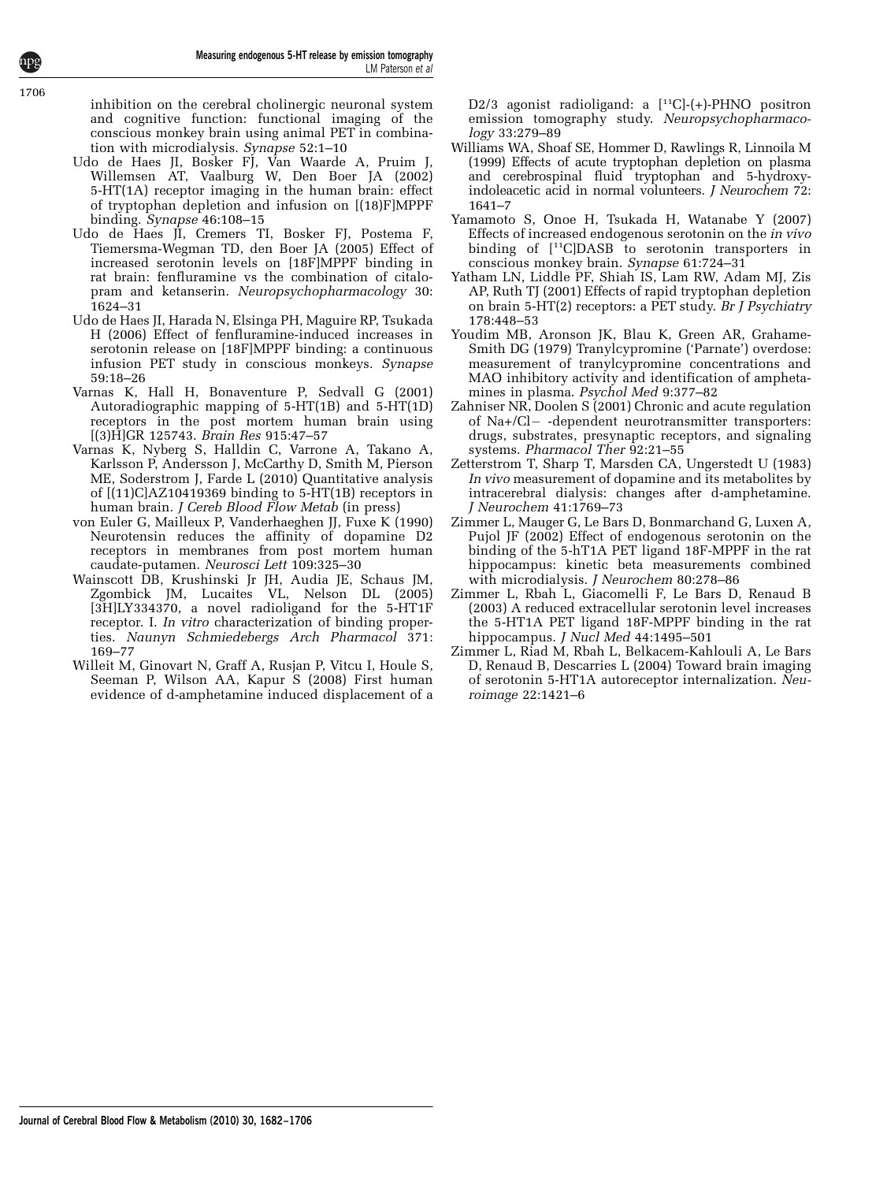inhibition on the cerebral cholinergic neuronal system and cognitive function: functional imaging of the conscious monkey brain using animal PET in combination with microdialysis. *Synapse* 52:1–10

Udo de Haes JI, Bosker FJ, Van Waarde A, Pruim J, Willemsen AT, Vaalburg W, Den Boer JA (2002) 5-HT(1A) receptor imaging in the human brain: effect of tryptophan depletion and infusion on [(18)F]MPPF binding. *Synapse* 46:108–15

Udo de Haes JI, Cremers TI, Bosker FJ, Postema F, Tiemersma-Wegman TD, den Boer JA (2005) Effect of increased serotonin levels on [18F]MPPF binding in rat brain: fenfluramine vs the combination of citalopram and ketanserin. *Neuropsychopharmacology* 30: 1624–31

Udo de Haes JI, Harada N, Elsinga PH, Maguire RP, Tsukada H (2006) Effect of fenfluramine-induced increases in serotonin release on [18F]MPPF binding: a continuous infusion PET study in conscious monkeys. *Synapse* 59:18–26

Varnas K, Hall H, Bonaventure P, Sedvall G (2001) Autoradiographic mapping of 5-HT(1B) and 5-HT(1D) receptors in the post mortem human brain using [(3)H]GR 125743. *Brain Res* 915:47–57

Varnas K, Nyberg S, Halldin C, Varrone A, Takano A, Karlsson P, Andersson J, McCarthy D, Smith M, Pierson ME, Soderstrom J, Farde L (2010) Quantitative analysis of [(11)C]AZ10419369 binding to 5-HT(1B) receptors in human brain. *J Cereb Blood Flow Metab* (in press)

von Euler G, Mailleux P, Vanderhaeghen JJ, Fuxe K (1990) Neurotensin reduces the affinity of dopamine D2 receptors in membranes from post mortem human caudate-putamen. *Neurosci Lett* 109:325–30

Wainscott DB, Krushinski Jr JH, Audia JE, Schaus JM, Zgombick JM, Lucaites VL, Nelson DL (2005) [3H]LY334370, a novel radioligand for the 5-HT1F receptor. I. *In vitro* characterization of binding properties. *Naunyn Schmiedebergs Arch Pharmacol* 371: 169–77

Willeit M, Ginovart N, Graff A, Rusjan P, Vitcu I, Houle S, Seeman P, Wilson AA, Kapur S (2008) First human evidence of d-amphetamine induced displacement of a D2/3 agonist radioligand: a [$^{11}$C]-(+)-PHNO positron emission tomography study. *Neuropsychopharmacology* 33:279–89

Williams WA, Shoaf SE, Hommer D, Rawlings R, Linnoila M (1999) Effects of acute tryptophan depletion on plasma and cerebrospinal fluid tryptophan and 5-hydroxyindoleacetic acid in normal volunteers. *J Neurochem* 72: 1641–7

Yamamoto S, Onoe H, Tsukada H, Watanabe Y (2007) Effects of increased endogenous serotonin on the *in vivo* binding of [$^{11}$C]DASB to serotonin transporters in conscious monkey brain. *Synapse* 61:724–31

Yatham LN, Liddle PF, Shiah IS, Lam RW, Adam MJ, Zis AP, Ruth TJ (2001) Effects of rapid tryptophan depletion on brain 5-HT(2) receptors: a PET study. *Br J Psychiatry* 178:448–53

Youdim MB, Aronson JK, Blau K, Green AR, Grahame-Smith DG (1979) Tranylcypromine ('Parnate') overdose: measurement of tranylcypromine concentrations and MAO inhibitory activity and identification of amphetamines in plasma. *Psychol Med* 9:377–82

Zahniser NR, Doolen S (2001) Chronic and acute regulation of Na+/Cl− -dependent neurotransmitter transporters: drugs, substrates, presynaptic receptors, and signaling systems. *Pharmacol Ther* 92:21–55

Zetterstrom T, Sharp T, Marsden CA, Ungerstedt U (1983) *In vivo* measurement of dopamine and its metabolites by intracerebral dialysis: changes after d-amphetamine. *J Neurochem* 41:1769–73

Zimmer L, Mauger G, Le Bars D, Bonmarchand G, Luxen A, Pujol JF (2002) Effect of endogenous serotonin on the binding of the 5-hT1A PET ligand 18F-MPPF in the rat hippocampus: kinetic beta measurements combined with microdialysis. *J Neurochem* 80:278–86

Zimmer L, Rbah L, Giacomelli F, Le Bars D, Renaud B (2003) A reduced extracellular serotonin level increases the 5-HT1A PET ligand 18F-MPPF binding in the rat hippocampus. *J Nucl Med* 44:1495–501

Zimmer L, Riad M, Rbah L, Belkacem-Kahlouli A, Le Bars D, Renaud B, Descarries L (2004) Toward brain imaging of serotonin 5-HT1A autoreceptor internalization. *Neuroimage* 22:1421–6